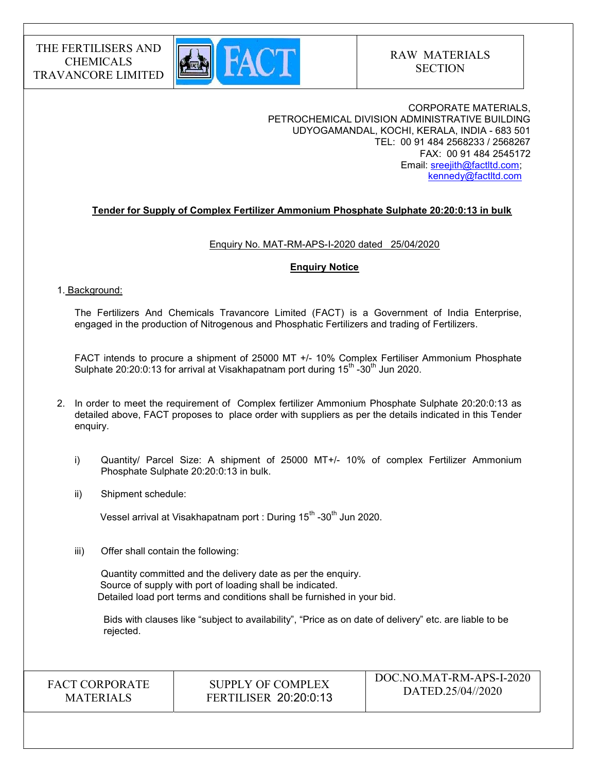THE FERTILISERS AND CHEMICALS TRAVANCORE LIMITED

RAW MATERIALS SECTION

CORPORATE MATERIALS,
PETROCHEMICAL DIVISION ADMINISTRATIVE BUILDING
UDYOGAMANDAL, KOCHI, KERALA, INDIA - 683 501
TEL: 00 91 484 2568233 / 2568267
FAX: 00 91 484 2545172
Email: sreejith@factltd.com; kennedy@factltd.com

**Tender for Supply of Complex Fertilizer Ammonium Phosphate Sulphate 20:20:0:13 in bulk**

Enquiry No. MAT-RM-APS-I-2020 dated 25/04/2020

**Enquiry Notice**

1. Background:

   The Fertilizers And Chemicals Travancore Limited (FACT) is a Government of India Enterprise, engaged in the production of Nitrogenous and Phosphatic Fertilizers and trading of Fertilizers.

   FACT intends to procure a shipment of 25000 MT +/- 10% Complex Fertiliser Ammonium Phosphate Sulphate 20:20:0:13 for arrival at Visakhapatnam port during 15th -30th Jun 2020.

2. In order to meet the requirement of Complex fertilizer Ammonium Phosphate Sulphate 20:20:0:13 as detailed above, FACT proposes to place order with suppliers as per the details indicated in this Tender enquiry.

   i) Quantity/ Parcel Size: A shipment of 25000 MT+/- 10% of complex Fertilizer Ammonium Phosphate Sulphate 20:20:0:13 in bulk.

   ii) Shipment schedule:

      Vessel arrival at Visakhapatnam port : During 15th -30th Jun 2020.

   iii) Offer shall contain the following:

      Quantity committed and the delivery date as per the enquiry.
      Source of supply with port of loading shall be indicated.
      Detailed load port terms and conditions shall be furnished in your bid.

      Bids with clauses like "subject to availability", "Price as on date of delivery" etc. are liable to be rejected.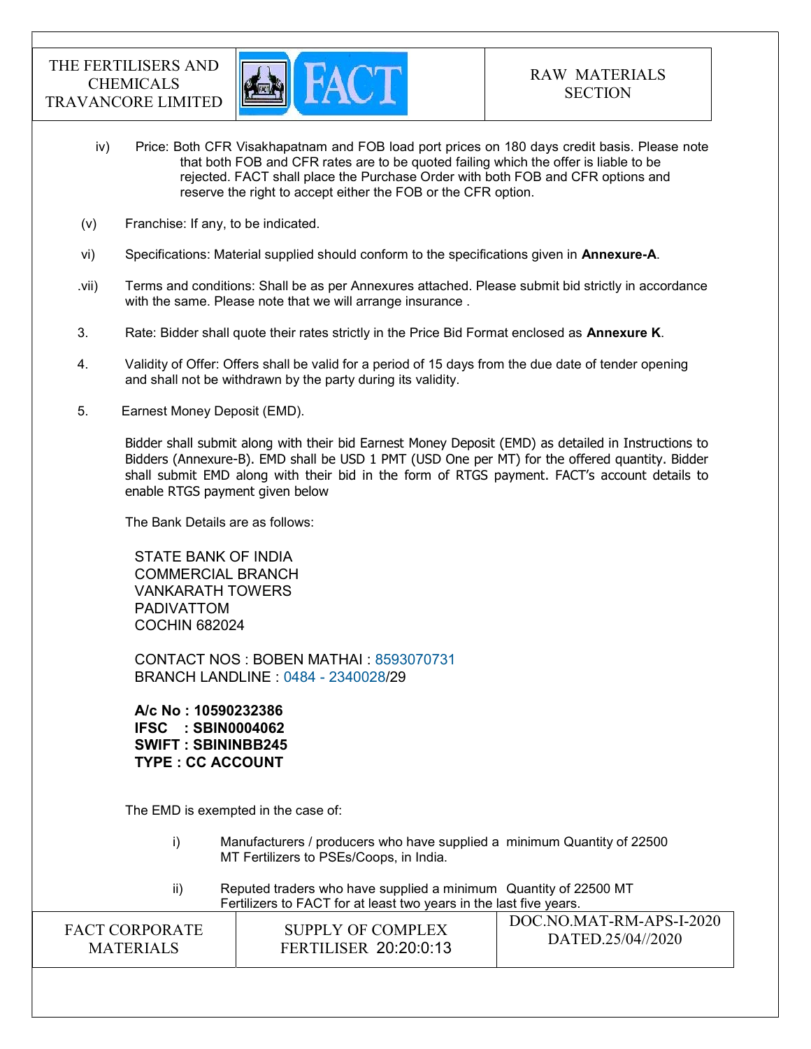iv) Price: Both CFR Visakhapatnam and FOB load port prices on 180 days credit basis. Please note that both FOB and CFR rates are to be quoted failing which the offer is liable to be rejected. FACT shall place the Purchase Order with both FOB and CFR options and reserve the right to accept either the FOB or the CFR option.

(v) Franchise: If any, to be indicated.

vi) Specifications: Material supplied should conform to the specifications given in **Annexure-A**.

.vii) Terms and conditions: Shall be as per Annexures attached. Please submit bid strictly in accordance with the same. Please note that we will arrange insurance .

3. Rate: Bidder shall quote their rates strictly in the Price Bid Format enclosed as **Annexure K**.

4. Validity of Offer: Offers shall be valid for a period of 15 days from the due date of tender opening and shall not be withdrawn by the party during its validity.

5. Earnest Money Deposit (EMD).

Bidder shall submit along with their bid Earnest Money Deposit (EMD) as detailed in Instructions to Bidders (Annexure-B). EMD shall be USD 1 PMT (USD One per MT) for the offered quantity. Bidder shall submit EMD along with their bid in the form of RTGS payment. FACT's account details to enable RTGS payment given below

The Bank Details are as follows:

STATE BANK OF INDIA
COMMERCIAL BRANCH
VANKARATH TOWERS
PADIVATTOM
COCHIN 682024

CONTACT NOS : BOBEN MATHAI : 8593070731
BRANCH LANDLINE : 0484 - 2340028/29

**A/c No : 10590232386**
**IFSC : SBIN0004062**
**SWIFT : SBININBB245**
**TYPE : CC ACCOUNT**

The EMD is exempted in the case of:

i) Manufacturers / producers who have supplied a minimum Quantity of 22500 MT Fertilizers to PSEs/Coops, in India.

ii) Reputed traders who have supplied a minimum Quantity of 22500 MT Fertilizers to FACT for at least two years in the last five years.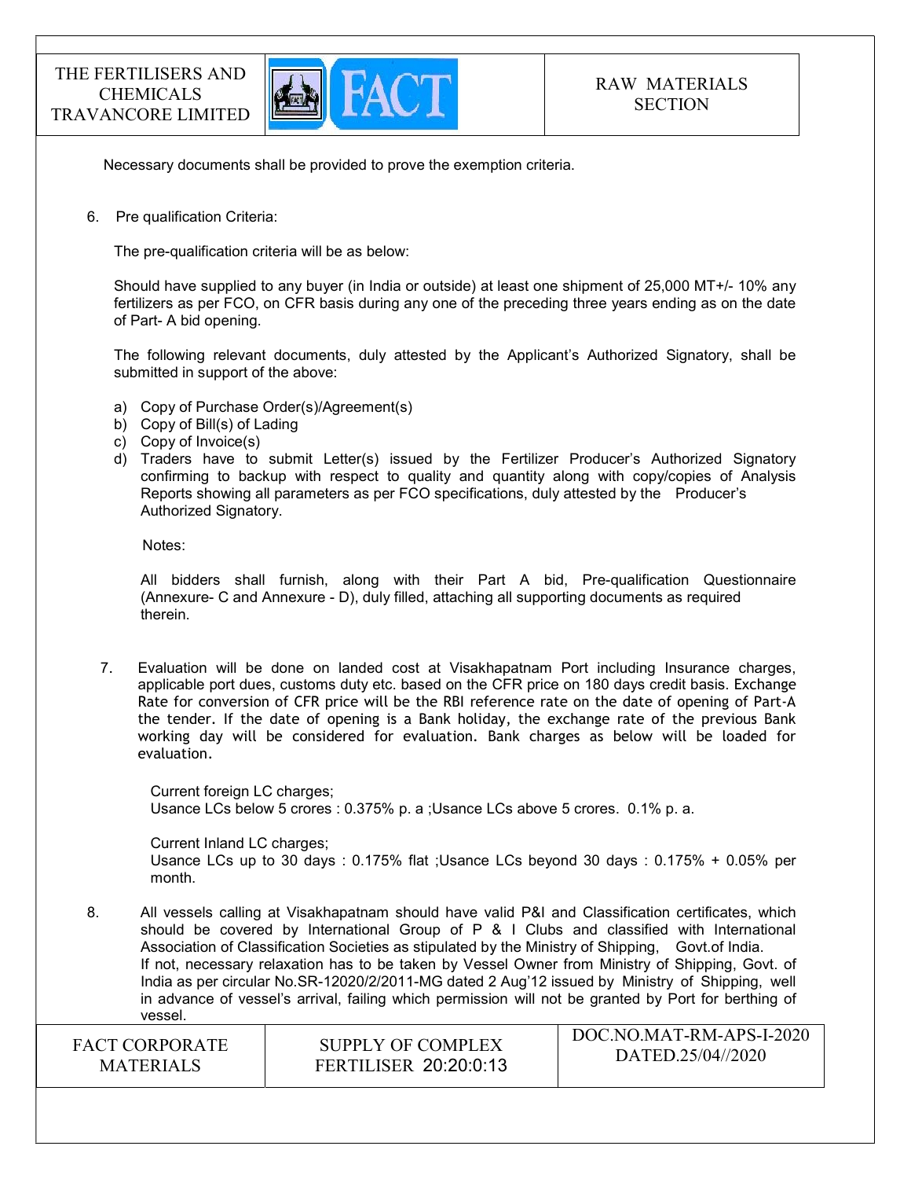Necessary documents shall be provided to prove the exemption criteria.

6. Pre qualification Criteria:

   The pre-qualification criteria will be as below:

   Should have supplied to any buyer (in India or outside) at least one shipment of 25,000 MT+/- 10% any fertilizers as per FCO, on CFR basis during any one of the preceding three years ending as on the date of Part- A bid opening.

   The following relevant documents, duly attested by the Applicant's Authorized Signatory, shall be submitted in support of the above:

   a) Copy of Purchase Order(s)/Agreement(s)
   b) Copy of Bill(s) of Lading
   c) Copy of Invoice(s)
   d) Traders have to submit Letter(s) issued by the Fertilizer Producer's Authorized Signatory confirming to backup with respect to quality and quantity along with copy/copies of Analysis Reports showing all parameters as per FCO specifications, duly attested by the Producer's Authorized Signatory.

   Notes:

   All bidders shall furnish, along with their Part A bid, Pre-qualification Questionnaire (Annexure- C and Annexure - D), duly filled, attaching all supporting documents as required therein.

7. Evaluation will be done on landed cost at Visakhapatnam Port including Insurance charges, applicable port dues, customs duty etc. based on the CFR price on 180 days credit basis. Exchange Rate for conversion of CFR price will be the RBI reference rate on the date of opening of Part-A the tender. If the date of opening is a Bank holiday, the exchange rate of the previous Bank working day will be considered for evaluation. Bank charges as below will be loaded for evaluation.

   Current foreign LC charges;
   Usance LCs below 5 crores : 0.375% p. a ;Usance LCs above 5 crores. 0.1% p. a.

   Current Inland LC charges;
   Usance LCs up to 30 days : 0.175% flat ;Usance LCs beyond 30 days : 0.175% + 0.05% per month.

8. All vessels calling at Visakhapatnam should have valid P&I and Classification certificates, which should be covered by International Group of P & I Clubs and classified with International Association of Classification Societies as stipulated by the Ministry of Shipping, Govt.of India.
   If not, necessary relaxation has to be taken by Vessel Owner from Ministry of Shipping, Govt. of India as per circular No.SR-12020/2/2011-MG dated 2 Aug'12 issued by Ministry of Shipping, well in advance of vessel's arrival, failing which permission will not be granted by Port for berthing of vessel.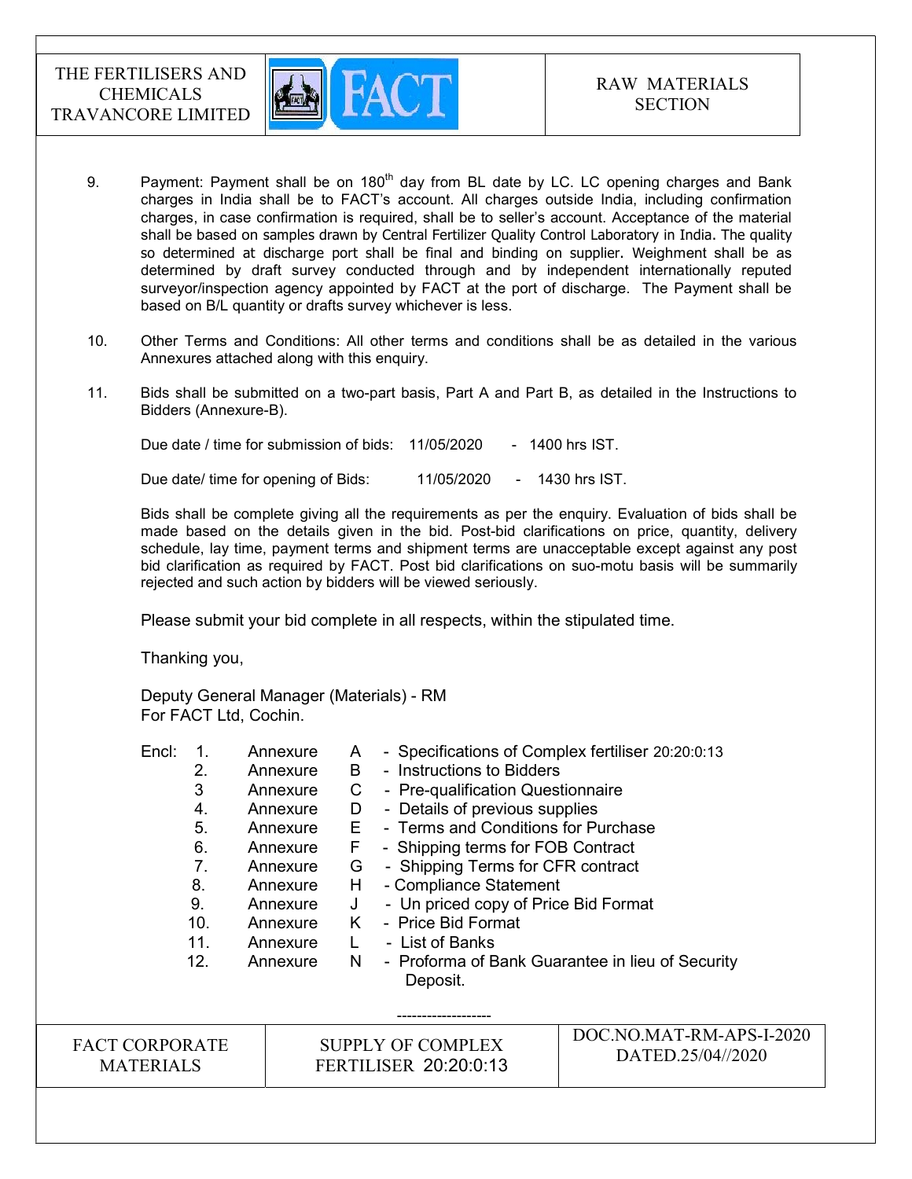9. Payment: Payment shall be on 180th day from BL date by LC. LC opening charges and Bank charges in India shall be to FACT's account. All charges outside India, including confirmation charges, in case confirmation is required, shall be to seller's account. Acceptance of the material shall be based on samples drawn by Central Fertilizer Quality Control Laboratory in India. The quality so determined at discharge port shall be final and binding on supplier. Weighment shall be as determined by draft survey conducted through and by independent internationally reputed surveyor/inspection agency appointed by FACT at the port of discharge. The Payment shall be based on B/L quantity or drafts survey whichever is less.

10. Other Terms and Conditions: All other terms and conditions shall be as detailed in the various Annexures attached along with this enquiry.

11. Bids shall be submitted on a two-part basis, Part A and Part B, as detailed in the Instructions to Bidders (Annexure-B).

    Due date / time for submission of bids: 11/05/2020 - 1400 hrs IST.

    Due date/ time for opening of Bids: 11/05/2020 - 1430 hrs IST.

    Bids shall be complete giving all the requirements as per the enquiry. Evaluation of bids shall be made based on the details given in the bid. Post-bid clarifications on price, quantity, delivery schedule, lay time, payment terms and shipment terms are unacceptable except against any post bid clarification as required by FACT. Post bid clarifications on suo-motu basis will be summarily rejected and such action by bidders will be viewed seriously.

    Please submit your bid complete in all respects, within the stipulated time.

    Thanking you,

    Deputy General Manager (Materials) - RM
    For FACT Ltd, Cochin.

Encl:

1. Annexure A - Specifications of Complex fertiliser 20:20:0:13
2. Annexure B - Instructions to Bidders
3. Annexure C - Pre-qualification Questionnaire
4. Annexure D - Details of previous supplies
5. Annexure E - Terms and Conditions for Purchase
6. Annexure F - Shipping terms for FOB Contract
7. Annexure G - Shipping Terms for CFR contract
8. Annexure H - Compliance Statement
9. Annexure J - Un priced copy of Price Bid Format
10. Annexure K - Price Bid Format
11. Annexure L - List of Banks
12. Annexure N - Proforma of Bank Guarantee in lieu of Security Deposit.

-------------------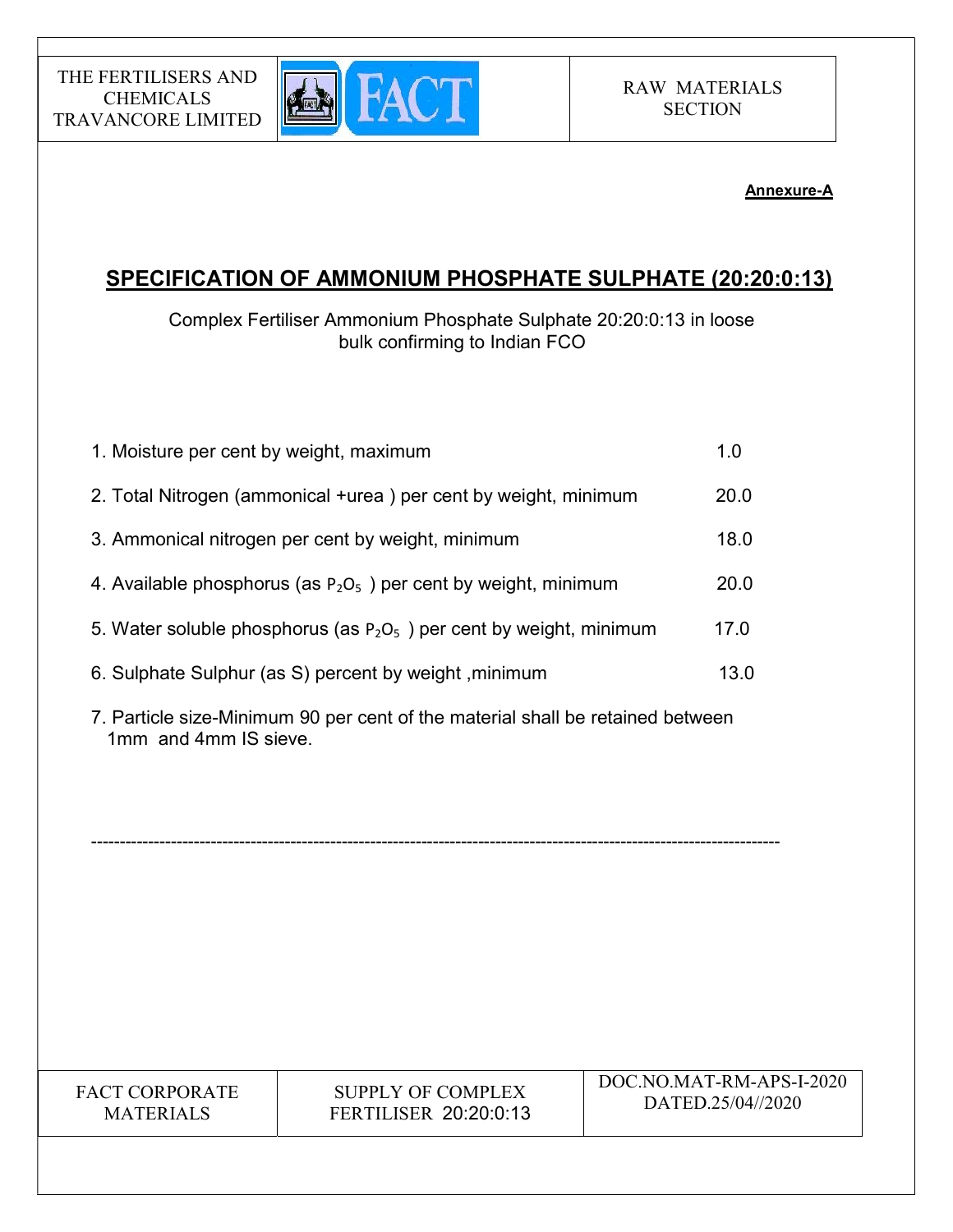**Annexure-A**

## SPECIFICATION OF AMMONIUM PHOSPHATE SULPHATE (20:20:0:13)

Complex Fertiliser Ammonium Phosphate Sulphate 20:20:0:13 in loose bulk confirming to Indian FCO

1. Moisture per cent by weight, maximum 1.0
2. Total Nitrogen (ammonical +urea ) per cent by weight, minimum 20.0
3. Ammonical nitrogen per cent by weight, minimum 18.0
4. Available phosphorus (as $P_2O_5$ ) per cent by weight, minimum 20.0
5. Water soluble phosphorus (as $P_2O_5$ ) per cent by weight, minimum 17.0
6. Sulphate Sulphur (as S) percent by weight ,minimum 13.0
7. Particle size-Minimum 90 per cent of the material shall be retained between 1mm and 4mm IS sieve.

---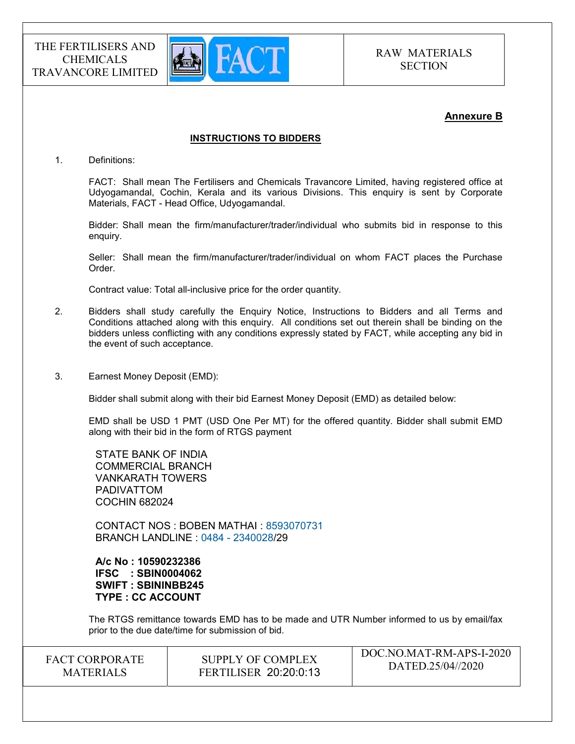## Annexure B

### INSTRUCTIONS TO BIDDERS

1. Definitions:

   FACT: Shall mean The Fertilisers and Chemicals Travancore Limited, having registered office at Udyogamandal, Cochin, Kerala and its various Divisions. This enquiry is sent by Corporate Materials, FACT - Head Office, Udyogamandal.

   Bidder: Shall mean the firm/manufacturer/trader/individual who submits bid in response to this enquiry.

   Seller: Shall mean the firm/manufacturer/trader/individual on whom FACT places the Purchase Order.

   Contract value: Total all-inclusive price for the order quantity.

2. Bidders shall study carefully the Enquiry Notice, Instructions to Bidders and all Terms and Conditions attached along with this enquiry. All conditions set out therein shall be binding on the bidders unless conflicting with any conditions expressly stated by FACT, while accepting any bid in the event of such acceptance.

3. Earnest Money Deposit (EMD):

   Bidder shall submit along with their bid Earnest Money Deposit (EMD) as detailed below:

   EMD shall be USD 1 PMT (USD One Per MT) for the offered quantity. Bidder shall submit EMD along with their bid in the form of RTGS payment

   STATE BANK OF INDIA
   COMMERCIAL BRANCH
   VANKARATH TOWERS
   PADIVATTOM
   COCHIN 682024

   CONTACT NOS : BOBEN MATHAI : 8593070731
   BRANCH LANDLINE : 0484 - 2340028/29

   **A/c No : 10590232386**
   **IFSC : SBIN0004062**
   **SWIFT : SBININBB245**
   **TYPE : CC ACCOUNT**

   The RTGS remittance towards EMD has to be made and UTR Number informed to us by email/fax prior to the due date/time for submission of bid.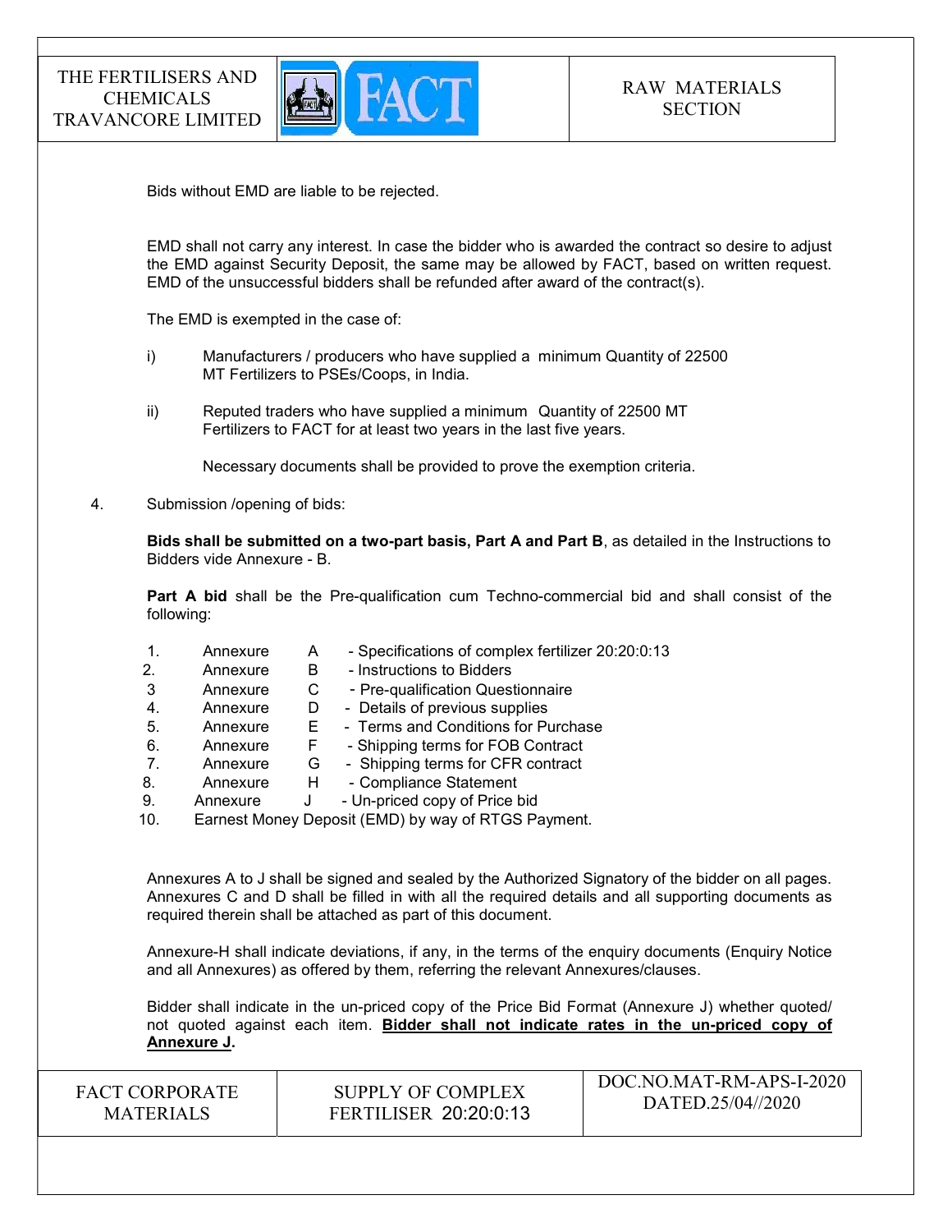Bids without EMD are liable to be rejected.

EMD shall not carry any interest. In case the bidder who is awarded the contract so desire to adjust the EMD against Security Deposit, the same may be allowed by FACT, based on written request. EMD of the unsuccessful bidders shall be refunded after award of the contract(s).

The EMD is exempted in the case of:

i) Manufacturers / producers who have supplied a minimum Quantity of 22500 MT Fertilizers to PSEs/Coops, in India.

ii) Reputed traders who have supplied a minimum Quantity of 22500 MT Fertilizers to FACT for at least two years in the last five years.

Necessary documents shall be provided to prove the exemption criteria.

4. Submission /opening of bids:

**Bids shall be submitted on a two-part basis, Part A and Part B**, as detailed in the Instructions to Bidders vide Annexure - B.

**Part A bid** shall be the Pre-qualification cum Techno-commercial bid and shall consist of the following:

1. Annexure A - Specifications of complex fertilizer 20:20:0:13
2. Annexure B - Instructions to Bidders
3. Annexure C - Pre-qualification Questionnaire
4. Annexure D - Details of previous supplies
5. Annexure E - Terms and Conditions for Purchase
6. Annexure F - Shipping terms for FOB Contract
7. Annexure G - Shipping terms for CFR contract
8. Annexure H - Compliance Statement
9. Annexure J - Un-priced copy of Price bid
10. Earnest Money Deposit (EMD) by way of RTGS Payment.

Annexures A to J shall be signed and sealed by the Authorized Signatory of the bidder on all pages. Annexures C and D shall be filled in with all the required details and all supporting documents as required therein shall be attached as part of this document.

Annexure-H shall indicate deviations, if any, in the terms of the enquiry documents (Enquiry Notice and all Annexures) as offered by them, referring the relevant Annexures/clauses.

Bidder shall indicate in the un-priced copy of the Price Bid Format (Annexure J) whether quoted/ not quoted against each item. **<u>Bidder shall not indicate rates in the un-priced copy of Annexure J</u>.**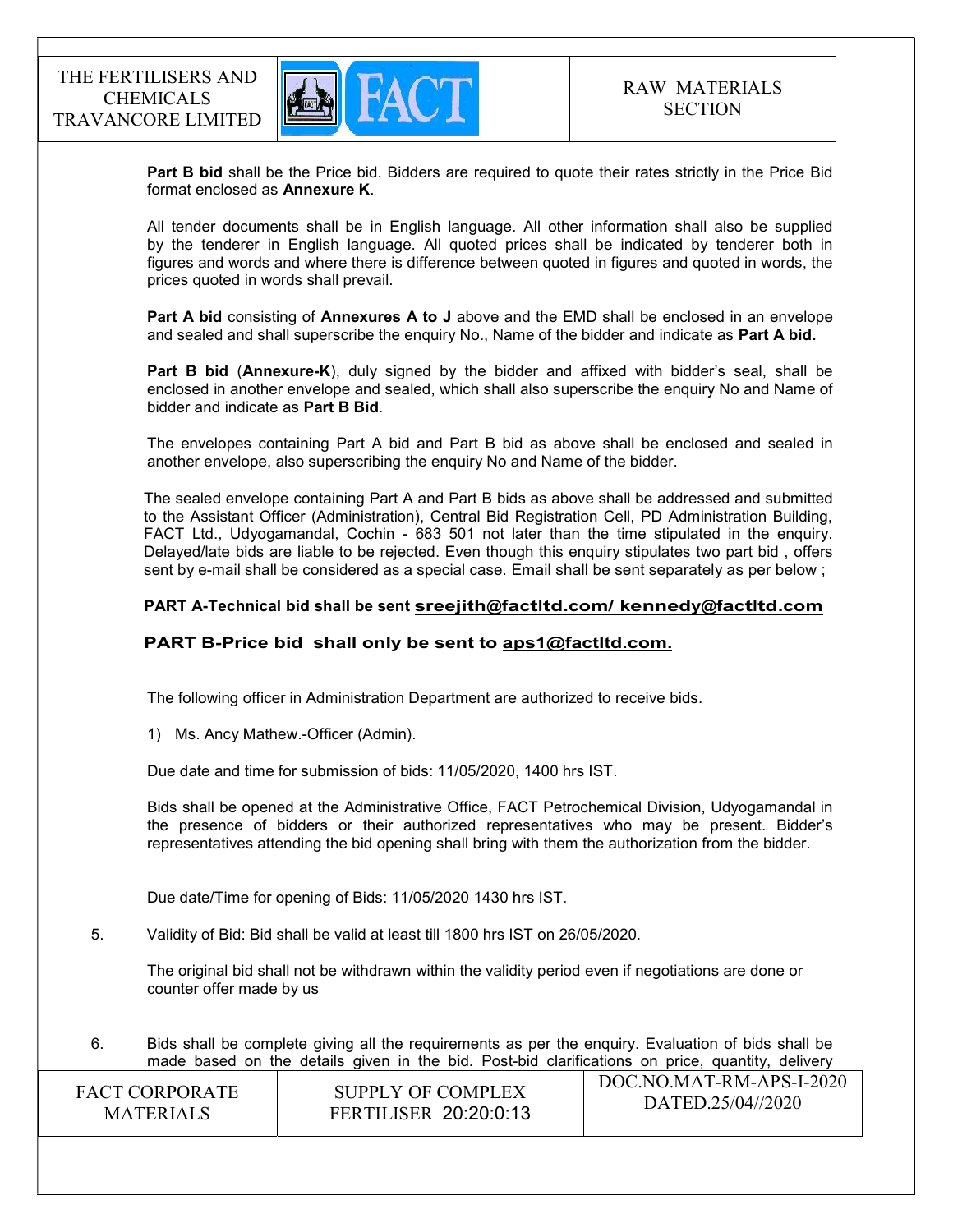**Part B bid** shall be the Price bid. Bidders are required to quote their rates strictly in the Price Bid format enclosed as **Annexure K**.

All tender documents shall be in English language. All other information shall also be supplied by the tenderer in English language. All quoted prices shall be indicated by tenderer both in figures and words and where there is difference between quoted in figures and quoted in words, the prices quoted in words shall prevail.

**Part A bid** consisting of **Annexures A to J** above and the EMD shall be enclosed in an envelope and sealed and shall superscribe the enquiry No., Name of the bidder and indicate as **Part A bid.**

**Part B bid** (**Annexure-K**), duly signed by the bidder and affixed with bidder's seal, shall be enclosed in another envelope and sealed, which shall also superscribe the enquiry No and Name of bidder and indicate as **Part B Bid**.

The envelopes containing Part A bid and Part B bid as above shall be enclosed and sealed in another envelope, also superscribing the enquiry No and Name of the bidder.

The sealed envelope containing Part A and Part B bids as above shall be addressed and submitted to the Assistant Officer (Administration), Central Bid Registration Cell, PD Administration Building, FACT Ltd., Udyogamandal, Cochin - 683 501 not later than the time stipulated in the enquiry. Delayed/late bids are liable to be rejected. Even though this enquiry stipulates two part bid , offers sent by e-mail shall be considered as a special case. Email shall be sent separately as per below ;

**PART A-Technical bid shall be sent sreejith@factltd.com/ kennedy@factltd.com**

**PART B-Price bid shall only be sent to aps1@factltd.com.**

The following officer in Administration Department are authorized to receive bids.

1) Ms. Ancy Mathew.-Officer (Admin).

Due date and time for submission of bids: 11/05/2020, 1400 hrs IST.

Bids shall be opened at the Administrative Office, FACT Petrochemical Division, Udyogamandal in the presence of bidders or their authorized representatives who may be present. Bidder's representatives attending the bid opening shall bring with them the authorization from the bidder.

Due date/Time for opening of Bids: 11/05/2020 1430 hrs IST.

5. Validity of Bid: Bid shall be valid at least till 1800 hrs IST on 26/05/2020.

   The original bid shall not be withdrawn within the validity period even if negotiations are done or counter offer made by us

6. Bids shall be complete giving all the requirements as per the enquiry. Evaluation of bids shall be made based on the details given in the bid. Post-bid clarifications on price, quantity, delivery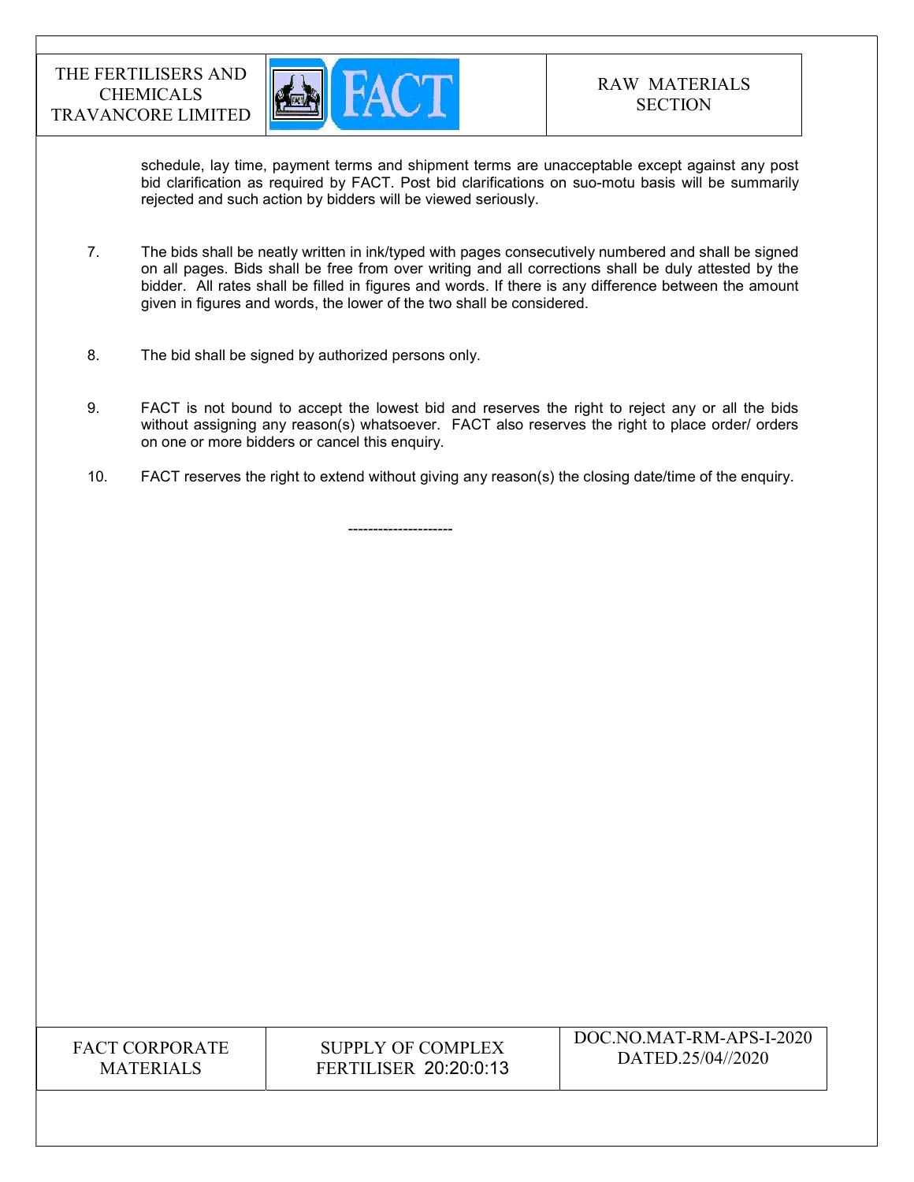schedule, lay time, payment terms and shipment terms are unacceptable except against any post bid clarification as required by FACT. Post bid clarifications on suo-motu basis will be summarily rejected and such action by bidders will be viewed seriously.

7. The bids shall be neatly written in ink/typed with pages consecutively numbered and shall be signed on all pages. Bids shall be free from over writing and all corrections shall be duly attested by the bidder. All rates shall be filled in figures and words. If there is any difference between the amount given in figures and words, the lower of the two shall be considered.

8. The bid shall be signed by authorized persons only.

9. FACT is not bound to accept the lowest bid and reserves the right to reject any or all the bids without assigning any reason(s) whatsoever. FACT also reserves the right to place order/ orders on one or more bidders or cancel this enquiry.

10. FACT reserves the right to extend without giving any reason(s) the closing date/time of the enquiry.

---------------------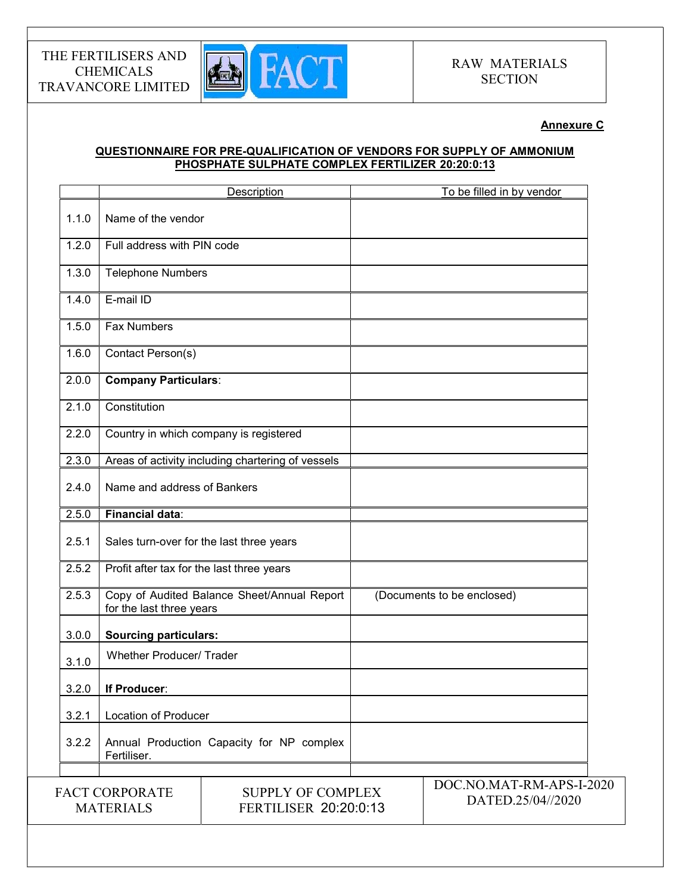**Annexure C**

**QUESTIONNAIRE FOR PRE-QUALIFICATION OF VENDORS FOR SUPPLY OF AMMONIUM PHOSPHATE SULPHATE COMPLEX FERTILIZER 20:20:0:13**

| | Description | To be filled in by vendor |
|---|---|---|
| 1.1.0 | Name of the vendor | |
| 1.2.0 | Full address with PIN code | |
| 1.3.0 | Telephone Numbers | |
| 1.4.0 | E-mail ID | |
| 1.5.0 | Fax Numbers | |
| 1.6.0 | Contact Person(s) | |
| 2.0.0 | **Company Particulars**: | |
| 2.1.0 | Constitution | |
| 2.2.0 | Country in which company is registered | |
| 2.3.0 | Areas of activity including chartering of vessels | |
| 2.4.0 | Name and address of Bankers | |
| 2.5.0 | **Financial data**: | |
| 2.5.1 | Sales turn-over for the last three years | |
| 2.5.2 | Profit after tax for the last three years | |
| 2.5.3 | Copy of Audited Balance Sheet/Annual Report for the last three years | (Documents to be enclosed) |
| 3.0.0 | **Sourcing particulars:** | |
| 3.1.0 | Whether Producer/ Trader | |
| 3.2.0 | **If Producer**: | |
| 3.2.1 | Location of Producer | |
| 3.2.2 | Annual Production Capacity for NP complex Fertiliser. | |
| | | |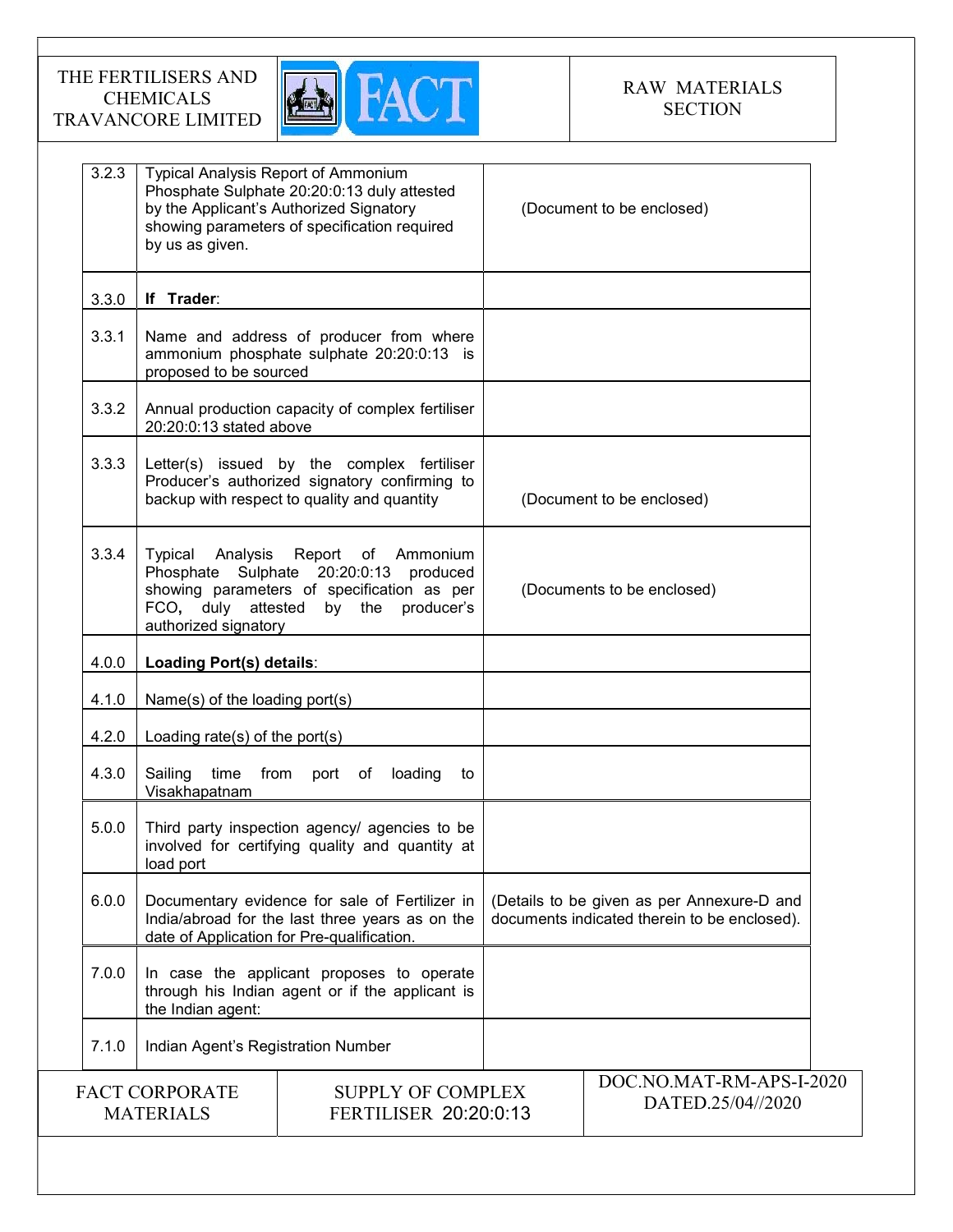| | | |
|---|---|---|
| 3.2.3 | Typical Analysis Report of Ammonium Phosphate Sulphate 20:20:0:13 duly attested by the Applicant's Authorized Signatory showing parameters of specification required by us as given. | (Document to be enclosed) |
| 3.3.0 | **If Trader**: | |
| 3.3.1 | Name and address of producer from where ammonium phosphate sulphate 20:20:0:13 is proposed to be sourced | |
| 3.3.2 | Annual production capacity of complex fertiliser 20:20:0:13 stated above | |
| 3.3.3 | Letter(s) issued by the complex fertiliser Producer's authorized signatory confirming to backup with respect to quality and quantity | (Document to be enclosed) |
| 3.3.4 | Typical Analysis Report of Ammonium Phosphate Sulphate 20:20:0:13 produced showing parameters of specification as per FCO, duly attested by the producer's authorized signatory | (Documents to be enclosed) |
| 4.0.0 | **Loading Port(s) details**: | |
| 4.1.0 | Name(s) of the loading port(s) | |
| 4.2.0 | Loading rate(s) of the port(s) | |
| 4.3.0 | Sailing time from port of loading to Visakhapatnam | |
| 5.0.0 | Third party inspection agency/ agencies to be involved for certifying quality and quantity at load port | |
| 6.0.0 | Documentary evidence for sale of Fertilizer in India/abroad for the last three years as on the date of Application for Pre-qualification. | (Details to be given as per Annexure-D and documents indicated therein to be enclosed). |
| 7.0.0 | In case the applicant proposes to operate through his Indian agent or if the applicant is the Indian agent: | |
| 7.1.0 | Indian Agent's Registration Number | |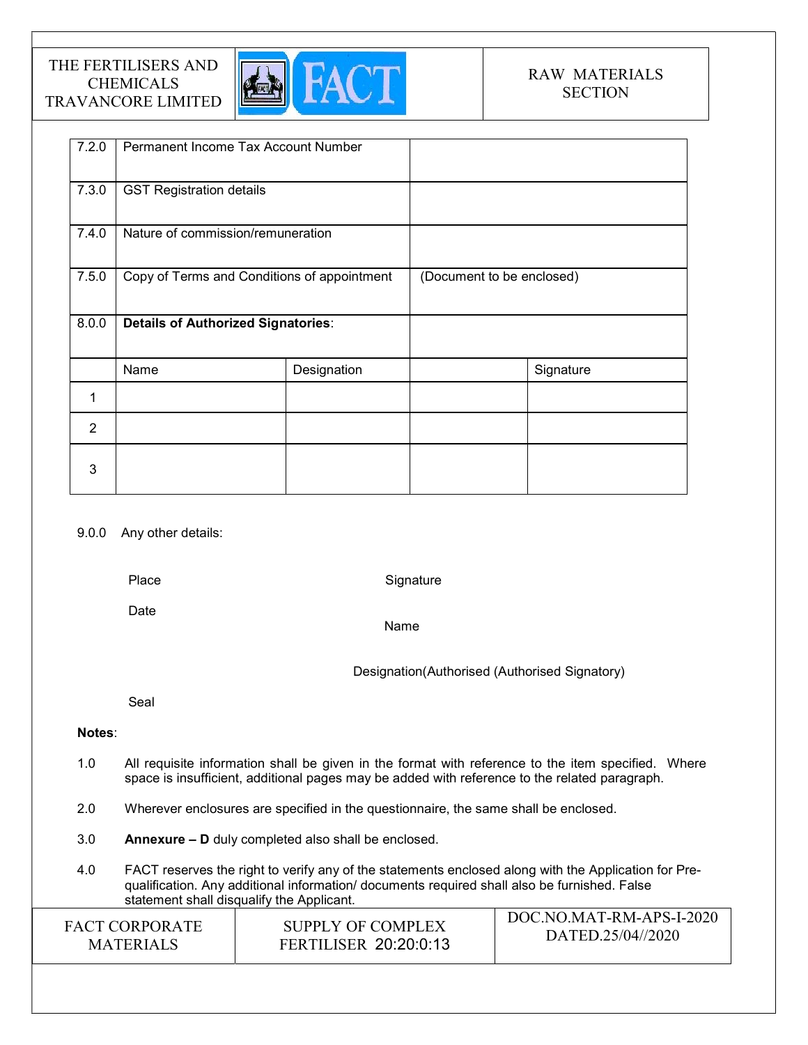| | | | | |
|---|---|---|---|---|
| 7.2.0 | Permanent Income Tax Account Number | | | |
| 7.3.0 | GST Registration details | | | |
| 7.4.0 | Nature of commission/remuneration | | | |
| 7.5.0 | Copy of Terms and Conditions of appointment | | (Document to be enclosed) | |
| 8.0.0 | **Details of Authorized Signatories**: | | | |
| | Name | Designation | | Signature |
| 1 | | | | |
| 2 | | | | |
| 3 | | | | |

9.0.0 Any other details:

Place

Date

Signature

Name

Designation(Authorised (Authorised Signatory)

Seal

**Notes**:

1.0 All requisite information shall be given in the format with reference to the item specified. Where space is insufficient, additional pages may be added with reference to the related paragraph.

2.0 Wherever enclosures are specified in the questionnaire, the same shall be enclosed.

3.0 **Annexure – D** duly completed also shall be enclosed.

4.0 FACT reserves the right to verify any of the statements enclosed along with the Application for Pre-qualification. Any additional information/ documents required shall also be furnished. False statement shall disqualify the Applicant.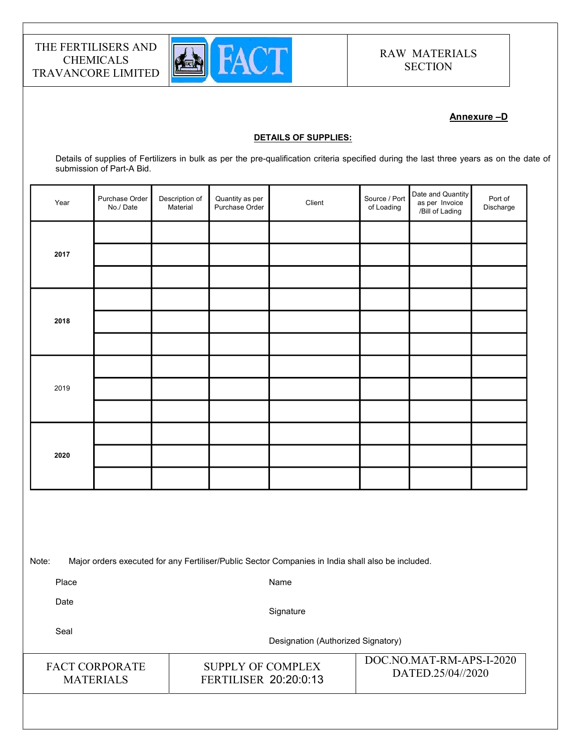**Annexure –D**

**DETAILS OF SUPPLIES:**

Details of supplies of Fertilizers in bulk as per the pre-qualification criteria specified during the last three years as on the date of submission of Part-A Bid.

| Year | Purchase Order No./ Date | Description of Material | Quantity as per Purchase Order | Client | Source / Port of Loading | Date and Quantity as per Invoice /Bill of Lading | Port of Discharge |
|---|---|---|---|---|---|---|---|
| **2017** | | | | | | | |
| | | | | | | | |
| | | | | | | | |
| **2018** | | | | | | | |
| | | | | | | | |
| | | | | | | | |
| 2019 | | | | | | | |
| | | | | | | | |
| | | | | | | | |
| **2020** | | | | | | | |
| | | | | | | | |
| | | | | | | | |

Note: Major orders executed for any Fertiliser/Public Sector Companies in India shall also be included.

Place

Date

Seal

Name

Signature

Designation (Authorized Signatory)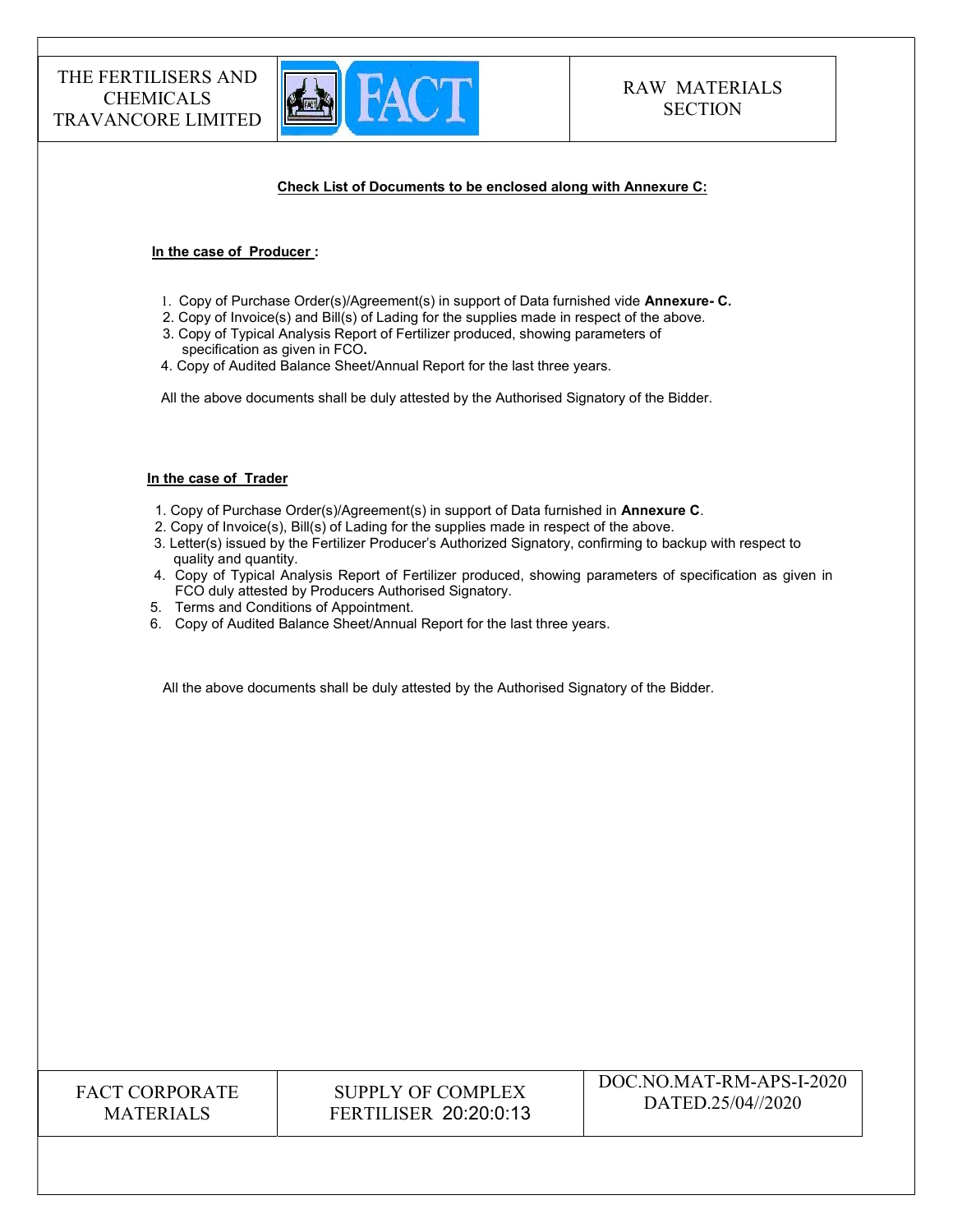**Check List of Documents to be enclosed along with Annexure C:**

**In the case of Producer :**

1. Copy of Purchase Order(s)/Agreement(s) in support of Data furnished vide **Annexure- C.**
2. Copy of Invoice(s) and Bill(s) of Lading for the supplies made in respect of the above.
3. Copy of Typical Analysis Report of Fertilizer produced, showing parameters of specification as given in FCO**.**
4. Copy of Audited Balance Sheet/Annual Report for the last three years.

All the above documents shall be duly attested by the Authorised Signatory of the Bidder.

**In the case of Trader**

1. Copy of Purchase Order(s)/Agreement(s) in support of Data furnished in **Annexure C**.
2. Copy of Invoice(s), Bill(s) of Lading for the supplies made in respect of the above.
3. Letter(s) issued by the Fertilizer Producer's Authorized Signatory, confirming to backup with respect to quality and quantity.
4. Copy of Typical Analysis Report of Fertilizer produced, showing parameters of specification as given in FCO duly attested by Producers Authorised Signatory.
5. Terms and Conditions of Appointment.
6. Copy of Audited Balance Sheet/Annual Report for the last three years.

All the above documents shall be duly attested by the Authorised Signatory of the Bidder.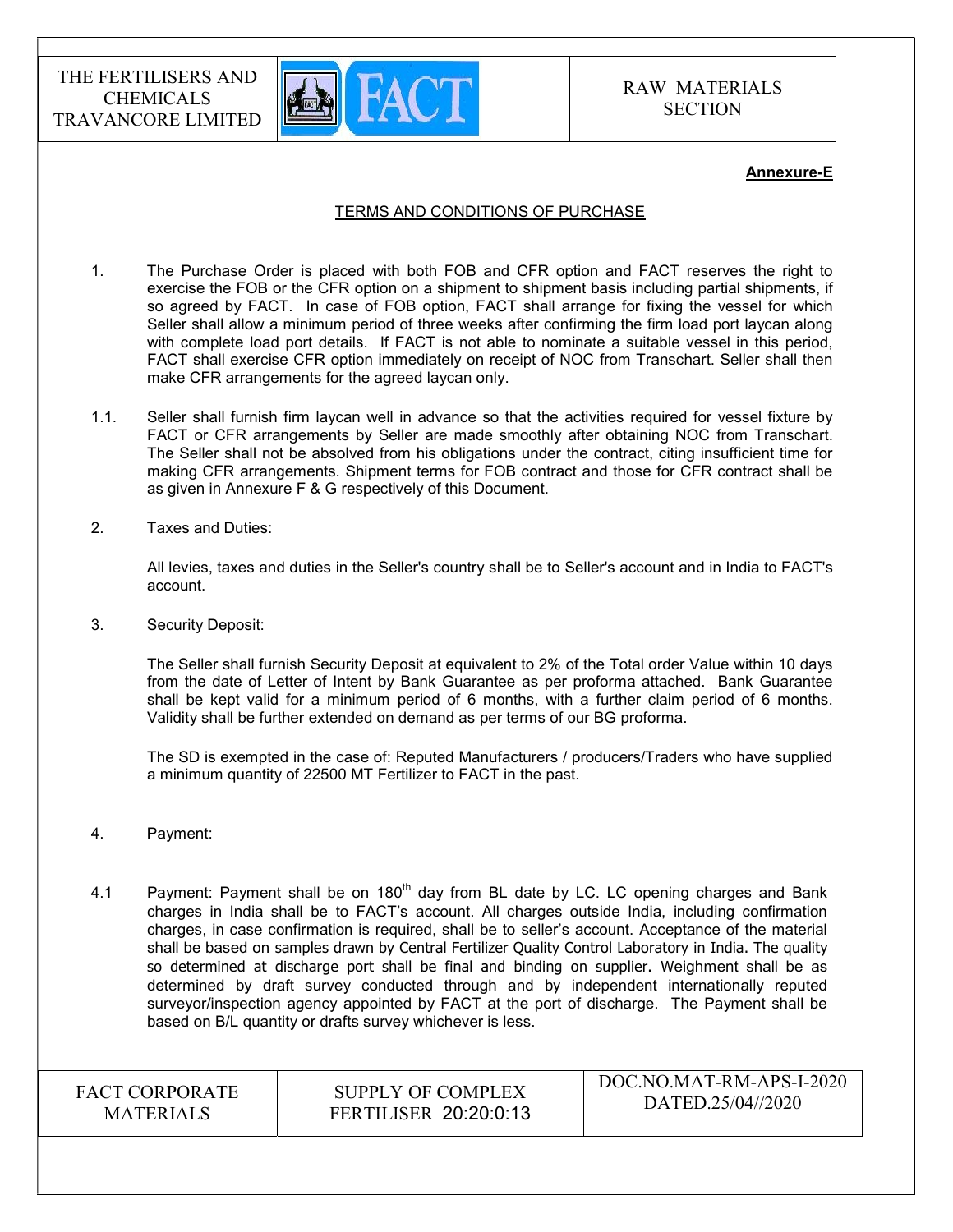**Annexure-E**

TERMS AND CONDITIONS OF PURCHASE

1. The Purchase Order is placed with both FOB and CFR option and FACT reserves the right to exercise the FOB or the CFR option on a shipment to shipment basis including partial shipments, if so agreed by FACT. In case of FOB option, FACT shall arrange for fixing the vessel for which Seller shall allow a minimum period of three weeks after confirming the firm load port laycan along with complete load port details. If FACT is not able to nominate a suitable vessel in this period, FACT shall exercise CFR option immediately on receipt of NOC from Transchart. Seller shall then make CFR arrangements for the agreed laycan only.

1.1. Seller shall furnish firm laycan well in advance so that the activities required for vessel fixture by FACT or CFR arrangements by Seller are made smoothly after obtaining NOC from Transchart. The Seller shall not be absolved from his obligations under the contract, citing insufficient time for making CFR arrangements. Shipment terms for FOB contract and those for CFR contract shall be as given in Annexure F & G respectively of this Document.

2. Taxes and Duties:

   All levies, taxes and duties in the Seller's country shall be to Seller's account and in India to FACT's account.

3. Security Deposit:

   The Seller shall furnish Security Deposit at equivalent to 2% of the Total order Value within 10 days from the date of Letter of Intent by Bank Guarantee as per proforma attached. Bank Guarantee shall be kept valid for a minimum period of 6 months, with a further claim period of 6 months. Validity shall be further extended on demand as per terms of our BG proforma.

   The SD is exempted in the case of: Reputed Manufacturers / producers/Traders who have supplied a minimum quantity of 22500 MT Fertilizer to FACT in the past.

4. Payment:

4.1 Payment: Payment shall be on 180th day from BL date by LC. LC opening charges and Bank charges in India shall be to FACT's account. All charges outside India, including confirmation charges, in case confirmation is required, shall be to seller's account. Acceptance of the material shall be based on samples drawn by Central Fertilizer Quality Control Laboratory in India. The quality so determined at discharge port shall be final and binding on supplier. Weighment shall be as determined by draft survey conducted through and by independent internationally reputed surveyor/inspection agency appointed by FACT at the port of discharge. The Payment shall be based on B/L quantity or drafts survey whichever is less.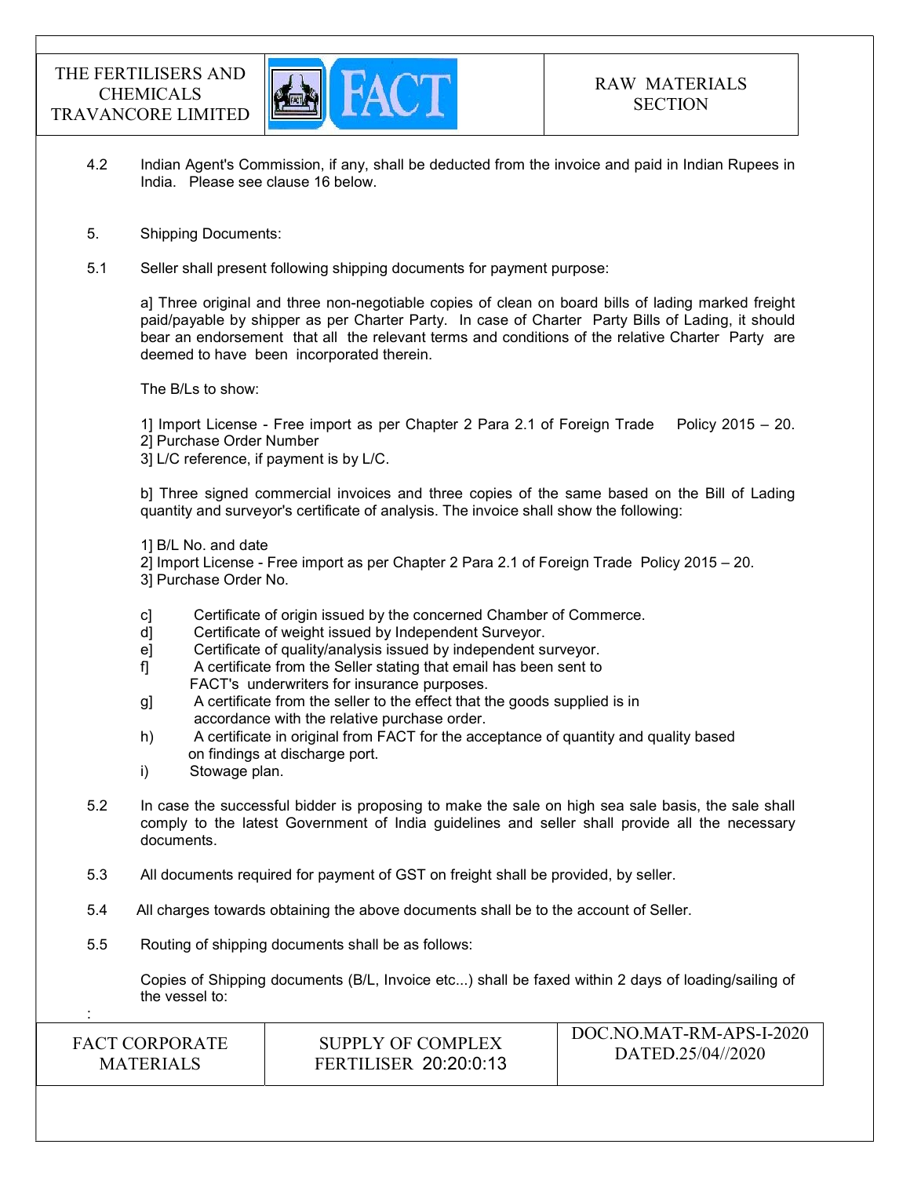4.2 Indian Agent's Commission, if any, shall be deducted from the invoice and paid in Indian Rupees in India. Please see clause 16 below.

5. Shipping Documents:

5.1 Seller shall present following shipping documents for payment purpose:

a] Three original and three non-negotiable copies of clean on board bills of lading marked freight paid/payable by shipper as per Charter Party. In case of Charter Party Bills of Lading, it should bear an endorsement that all the relevant terms and conditions of the relative Charter Party are deemed to have been incorporated therein.

The B/Ls to show:

1] Import License - Free import as per Chapter 2 Para 2.1 of Foreign Trade Policy 2015 – 20.
2] Purchase Order Number
3] L/C reference, if payment is by L/C.

b] Three signed commercial invoices and three copies of the same based on the Bill of Lading quantity and surveyor's certificate of analysis. The invoice shall show the following:

1] B/L No. and date
2] Import License - Free import as per Chapter 2 Para 2.1 of Foreign Trade Policy 2015 – 20.
3] Purchase Order No.

c] Certificate of origin issued by the concerned Chamber of Commerce.
d] Certificate of weight issued by Independent Surveyor.
e] Certificate of quality/analysis issued by independent surveyor.
f] A certificate from the Seller stating that email has been sent to FACT's underwriters for insurance purposes.
g] A certificate from the seller to the effect that the goods supplied is in accordance with the relative purchase order.
h) A certificate in original from FACT for the acceptance of quantity and quality based on findings at discharge port.
i) Stowage plan.

5.2 In case the successful bidder is proposing to make the sale on high sea sale basis, the sale shall comply to the latest Government of India guidelines and seller shall provide all the necessary documents.

5.3 All documents required for payment of GST on freight shall be provided, by seller.

5.4 All charges towards obtaining the above documents shall be to the account of Seller.

5.5 Routing of shipping documents shall be as follows:

Copies of Shipping documents (B/L, Invoice etc...) shall be faxed within 2 days of loading/sailing of the vessel to:

: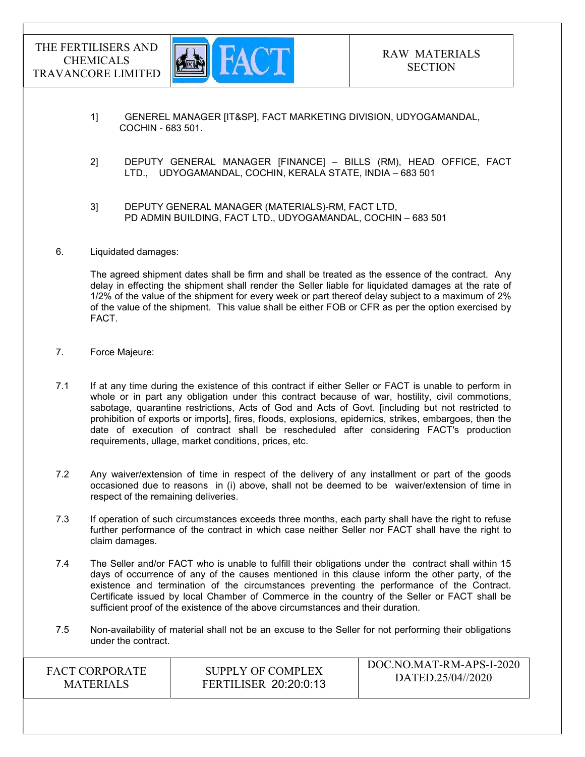1] GENEREL MANAGER [IT&SP], FACT MARKETING DIVISION, UDYOGAMANDAL, COCHIN - 683 501.

2] DEPUTY GENERAL MANAGER [FINANCE] – BILLS (RM), HEAD OFFICE, FACT LTD., UDYOGAMANDAL, COCHIN, KERALA STATE, INDIA – 683 501

3] DEPUTY GENERAL MANAGER (MATERIALS)-RM, FACT LTD, PD ADMIN BUILDING, FACT LTD., UDYOGAMANDAL, COCHIN – 683 501

6. Liquidated damages:

The agreed shipment dates shall be firm and shall be treated as the essence of the contract. Any delay in effecting the shipment shall render the Seller liable for liquidated damages at the rate of 1/2% of the value of the shipment for every week or part thereof delay subject to a maximum of 2% of the value of the shipment. This value shall be either FOB or CFR as per the option exercised by FACT.

7. Force Majeure:

7.1 If at any time during the existence of this contract if either Seller or FACT is unable to perform in whole or in part any obligation under this contract because of war, hostility, civil commotions, sabotage, quarantine restrictions, Acts of God and Acts of Govt. [including but not restricted to prohibition of exports or imports], fires, floods, explosions, epidemics, strikes, embargoes, then the date of execution of contract shall be rescheduled after considering FACT's production requirements, ullage, market conditions, prices, etc.

7.2 Any waiver/extension of time in respect of the delivery of any installment or part of the goods occasioned due to reasons in (i) above, shall not be deemed to be waiver/extension of time in respect of the remaining deliveries.

7.3 If operation of such circumstances exceeds three months, each party shall have the right to refuse further performance of the contract in which case neither Seller nor FACT shall have the right to claim damages.

7.4 The Seller and/or FACT who is unable to fulfill their obligations under the contract shall within 15 days of occurrence of any of the causes mentioned in this clause inform the other party, of the existence and termination of the circumstances preventing the performance of the Contract. Certificate issued by local Chamber of Commerce in the country of the Seller or FACT shall be sufficient proof of the existence of the above circumstances and their duration.

7.5 Non-availability of material shall not be an excuse to the Seller for not performing their obligations under the contract.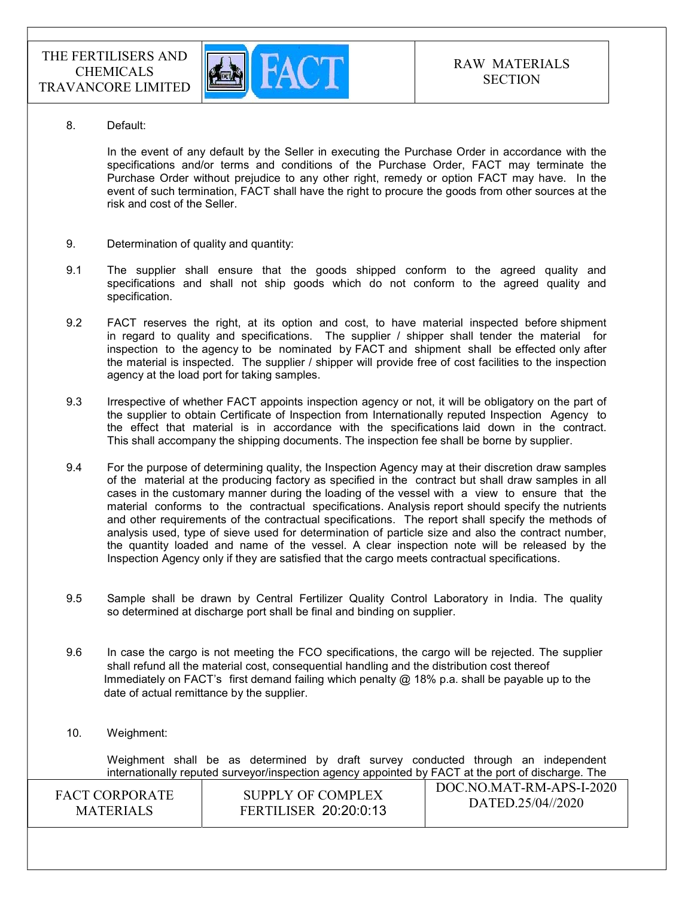8. Default:

   In the event of any default by the Seller in executing the Purchase Order in accordance with the specifications and/or terms and conditions of the Purchase Order, FACT may terminate the Purchase Order without prejudice to any other right, remedy or option FACT may have. In the event of such termination, FACT shall have the right to procure the goods from other sources at the risk and cost of the Seller.

9. Determination of quality and quantity:

9.1 The supplier shall ensure that the goods shipped conform to the agreed quality and specifications and shall not ship goods which do not conform to the agreed quality and specification.

9.2 FACT reserves the right, at its option and cost, to have material inspected before shipment in regard to quality and specifications. The supplier / shipper shall tender the material for inspection to the agency to be nominated by FACT and shipment shall be effected only after the material is inspected. The supplier / shipper will provide free of cost facilities to the inspection agency at the load port for taking samples.

9.3 Irrespective of whether FACT appoints inspection agency or not, it will be obligatory on the part of the supplier to obtain Certificate of Inspection from Internationally reputed Inspection Agency to the effect that material is in accordance with the specifications laid down in the contract. This shall accompany the shipping documents. The inspection fee shall be borne by supplier.

9.4 For the purpose of determining quality, the Inspection Agency may at their discretion draw samples of the material at the producing factory as specified in the contract but shall draw samples in all cases in the customary manner during the loading of the vessel with a view to ensure that the material conforms to the contractual specifications. Analysis report should specify the nutrients and other requirements of the contractual specifications. The report shall specify the methods of analysis used, type of sieve used for determination of particle size and also the contract number, the quantity loaded and name of the vessel. A clear inspection note will be released by the Inspection Agency only if they are satisfied that the cargo meets contractual specifications.

9.5 Sample shall be drawn by Central Fertilizer Quality Control Laboratory in India. The quality so determined at discharge port shall be final and binding on supplier.

9.6 In case the cargo is not meeting the FCO specifications, the cargo will be rejected. The supplier shall refund all the material cost, consequential handling and the distribution cost thereof Immediately on FACT's first demand failing which penalty @ 18% p.a. shall be payable up to the date of actual remittance by the supplier.

10. Weighment:

   Weighment shall be as determined by draft survey conducted through an independent internationally reputed surveyor/inspection agency appointed by FACT at the port of discharge. The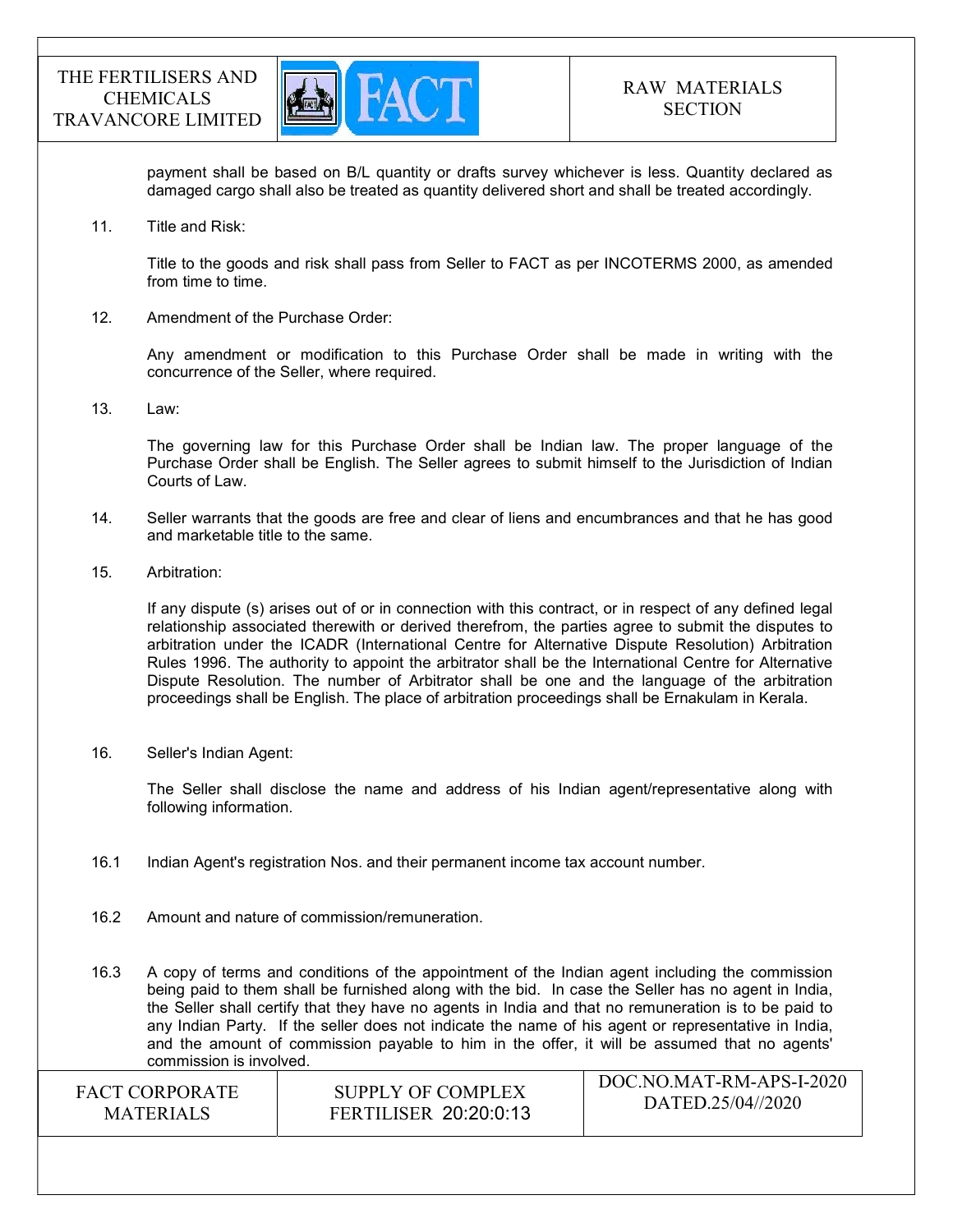payment shall be based on B/L quantity or drafts survey whichever is less. Quantity declared as damaged cargo shall also be treated as quantity delivered short and shall be treated accordingly.

11. Title and Risk:

    Title to the goods and risk shall pass from Seller to FACT as per INCOTERMS 2000, as amended from time to time.

12. Amendment of the Purchase Order:

    Any amendment or modification to this Purchase Order shall be made in writing with the concurrence of the Seller, where required.

13. Law:

    The governing law for this Purchase Order shall be Indian law. The proper language of the Purchase Order shall be English. The Seller agrees to submit himself to the Jurisdiction of Indian Courts of Law.

14. Seller warrants that the goods are free and clear of liens and encumbrances and that he has good and marketable title to the same.

15. Arbitration:

    If any dispute (s) arises out of or in connection with this contract, or in respect of any defined legal relationship associated therewith or derived therefrom, the parties agree to submit the disputes to arbitration under the ICADR (International Centre for Alternative Dispute Resolution) Arbitration Rules 1996. The authority to appoint the arbitrator shall be the International Centre for Alternative Dispute Resolution. The number of Arbitrator shall be one and the language of the arbitration proceedings shall be English. The place of arbitration proceedings shall be Ernakulam in Kerala.

16. Seller's Indian Agent:

    The Seller shall disclose the name and address of his Indian agent/representative along with following information.

16.1 Indian Agent's registration Nos. and their permanent income tax account number.

16.2 Amount and nature of commission/remuneration.

16.3 A copy of terms and conditions of the appointment of the Indian agent including the commission being paid to them shall be furnished along with the bid. In case the Seller has no agent in India, the Seller shall certify that they have no agents in India and that no remuneration is to be paid to any Indian Party. If the seller does not indicate the name of his agent or representative in India, and the amount of commission payable to him in the offer, it will be assumed that no agents' commission is involved.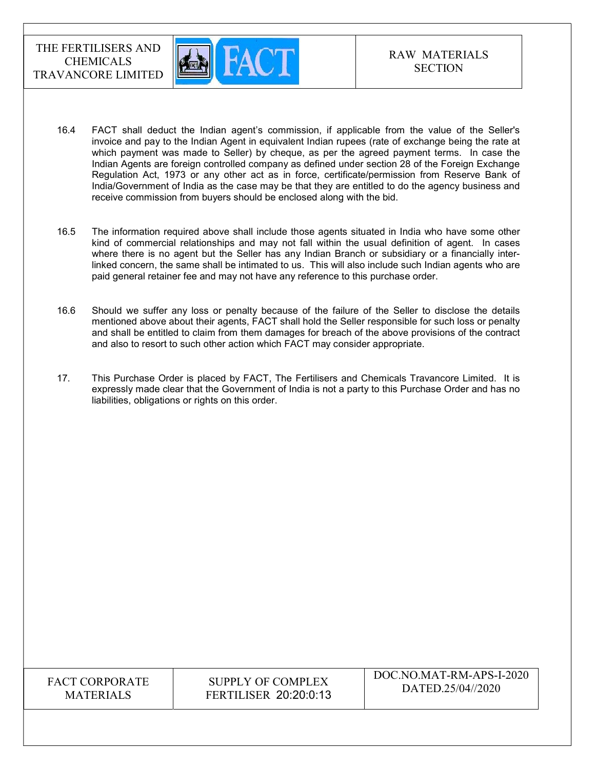16.4 FACT shall deduct the Indian agent's commission, if applicable from the value of the Seller's invoice and pay to the Indian Agent in equivalent Indian rupees (rate of exchange being the rate at which payment was made to Seller) by cheque, as per the agreed payment terms. In case the Indian Agents are foreign controlled company as defined under section 28 of the Foreign Exchange Regulation Act, 1973 or any other act as in force, certificate/permission from Reserve Bank of India/Government of India as the case may be that they are entitled to do the agency business and receive commission from buyers should be enclosed along with the bid.

16.5 The information required above shall include those agents situated in India who have some other kind of commercial relationships and may not fall within the usual definition of agent. In cases where there is no agent but the Seller has any Indian Branch or subsidiary or a financially inter-linked concern, the same shall be intimated to us. This will also include such Indian agents who are paid general retainer fee and may not have any reference to this purchase order.

16.6 Should we suffer any loss or penalty because of the failure of the Seller to disclose the details mentioned above about their agents, FACT shall hold the Seller responsible for such loss or penalty and shall be entitled to claim from them damages for breach of the above provisions of the contract and also to resort to such other action which FACT may consider appropriate.

17. This Purchase Order is placed by FACT, The Fertilisers and Chemicals Travancore Limited. It is expressly made clear that the Government of India is not a party to this Purchase Order and has no liabilities, obligations or rights on this order.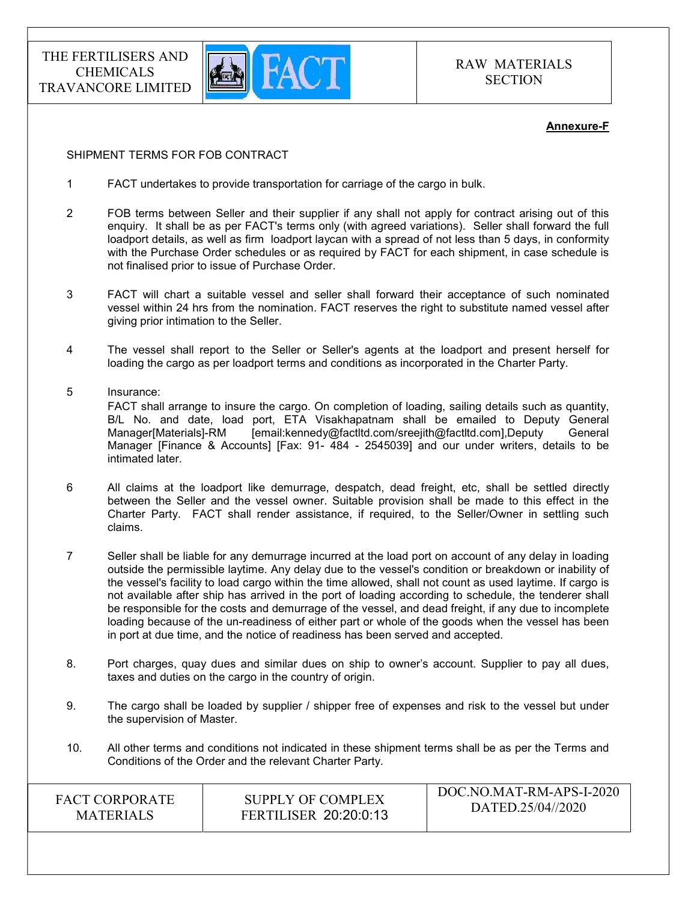**Annexure-F**

SHIPMENT TERMS FOR FOB CONTRACT

1. FACT undertakes to provide transportation for carriage of the cargo in bulk.

2. FOB terms between Seller and their supplier if any shall not apply for contract arising out of this enquiry. It shall be as per FACT's terms only (with agreed variations). Seller shall forward the full loadport details, as well as firm loadport laycan with a spread of not less than 5 days, in conformity with the Purchase Order schedules or as required by FACT for each shipment, in case schedule is not finalised prior to issue of Purchase Order.

3. FACT will chart a suitable vessel and seller shall forward their acceptance of such nominated vessel within 24 hrs from the nomination. FACT reserves the right to substitute named vessel after giving prior intimation to the Seller.

4. The vessel shall report to the Seller or Seller's agents at the loadport and present herself for loading the cargo as per loadport terms and conditions as incorporated in the Charter Party.

5. Insurance:
   FACT shall arrange to insure the cargo. On completion of loading, sailing details such as quantity, B/L No. and date, load port, ETA Visakhapatnam shall be emailed to Deputy General Manager[Materials]-RM [email:kennedy@factltd.com/sreejith@factltd.com],Deputy General Manager [Finance & Accounts] [Fax: 91- 484 - 2545039] and our under writers, details to be intimated later.

6. All claims at the loadport like demurrage, despatch, dead freight, etc, shall be settled directly between the Seller and the vessel owner. Suitable provision shall be made to this effect in the Charter Party. FACT shall render assistance, if required, to the Seller/Owner in settling such claims.

7. Seller shall be liable for any demurrage incurred at the load port on account of any delay in loading outside the permissible laytime. Any delay due to the vessel's condition or breakdown or inability of the vessel's facility to load cargo within the time allowed, shall not count as used laytime. If cargo is not available after ship has arrived in the port of loading according to schedule, the tenderer shall be responsible for the costs and demurrage of the vessel, and dead freight, if any due to incomplete loading because of the un-readiness of either part or whole of the goods when the vessel has been in port at due time, and the notice of readiness has been served and accepted.

8. Port charges, quay dues and similar dues on ship to owner's account. Supplier to pay all dues, taxes and duties on the cargo in the country of origin.

9. The cargo shall be loaded by supplier / shipper free of expenses and risk to the vessel but under the supervision of Master.

10. All other terms and conditions not indicated in these shipment terms shall be as per the Terms and Conditions of the Order and the relevant Charter Party.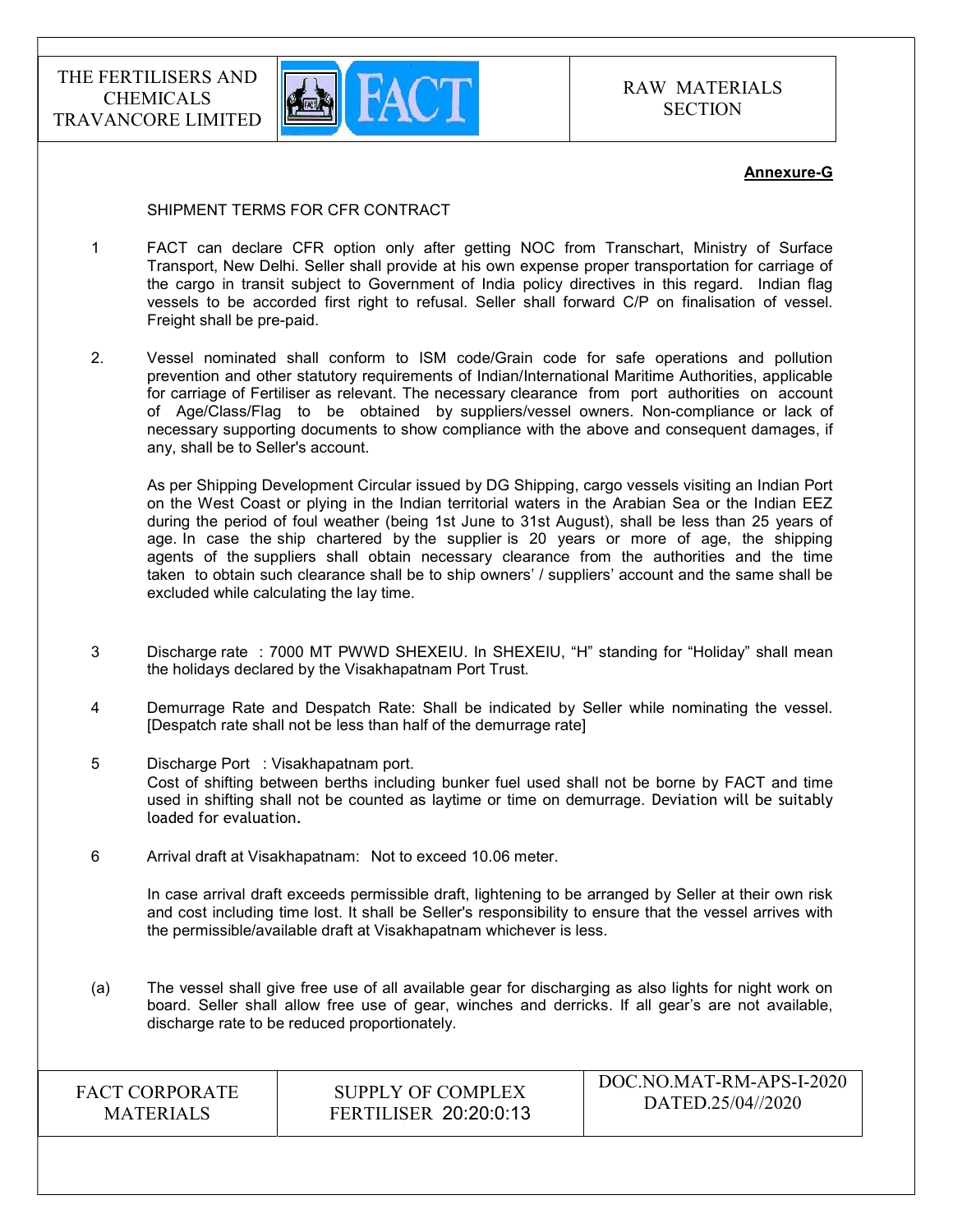**Annexure-G**

SHIPMENT TERMS FOR CFR CONTRACT

1. FACT can declare CFR option only after getting NOC from Transchart, Ministry of Surface Transport, New Delhi. Seller shall provide at his own expense proper transportation for carriage of the cargo in transit subject to Government of India policy directives in this regard. Indian flag vessels to be accorded first right to refusal. Seller shall forward C/P on finalisation of vessel. Freight shall be pre-paid.

2. Vessel nominated shall conform to ISM code/Grain code for safe operations and pollution prevention and other statutory requirements of Indian/International Maritime Authorities, applicable for carriage of Fertiliser as relevant. The necessary clearance from port authorities on account of Age/Class/Flag to be obtained by suppliers/vessel owners. Non-compliance or lack of necessary supporting documents to show compliance with the above and consequent damages, if any, shall be to Seller's account.

   As per Shipping Development Circular issued by DG Shipping, cargo vessels visiting an Indian Port on the West Coast or plying in the Indian territorial waters in the Arabian Sea or the Indian EEZ during the period of foul weather (being 1st June to 31st August), shall be less than 25 years of age. In case the ship chartered by the supplier is 20 years or more of age, the shipping agents of the suppliers shall obtain necessary clearance from the authorities and the time taken to obtain such clearance shall be to ship owners' / suppliers' account and the same shall be excluded while calculating the lay time.

3. Discharge rate : 7000 MT PWWD SHEXEIU. In SHEXEIU, "H" standing for "Holiday" shall mean the holidays declared by the Visakhapatnam Port Trust.

4. Demurrage Rate and Despatch Rate: Shall be indicated by Seller while nominating the vessel. [Despatch rate shall not be less than half of the demurrage rate]

5. Discharge Port : Visakhapatnam port.
   Cost of shifting between berths including bunker fuel used shall not be borne by FACT and time used in shifting shall not be counted as laytime or time on demurrage. Deviation will be suitably loaded for evaluation.

6. Arrival draft at Visakhapatnam: Not to exceed 10.06 meter.

   In case arrival draft exceeds permissible draft, lightening to be arranged by Seller at their own risk and cost including time lost. It shall be Seller's responsibility to ensure that the vessel arrives with the permissible/available draft at Visakhapatnam whichever is less.

(a) The vessel shall give free use of all available gear for discharging as also lights for night work on board. Seller shall allow free use of gear, winches and derricks. If all gear's are not available, discharge rate to be reduced proportionately.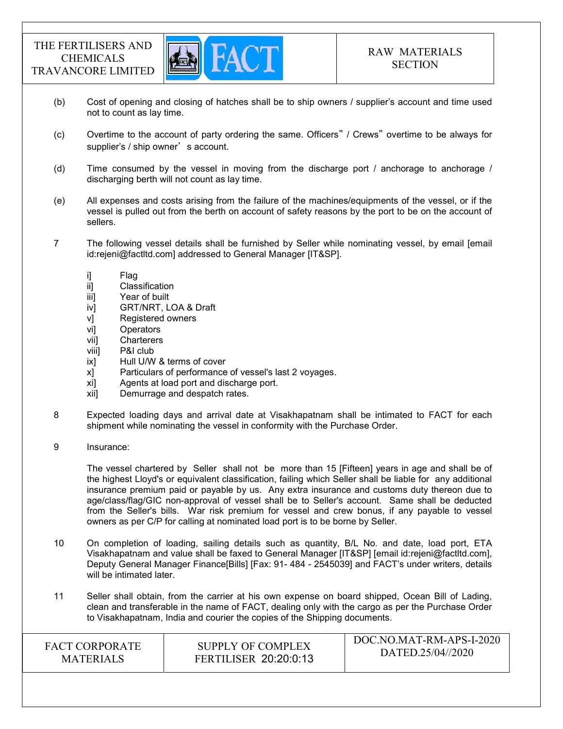(b) Cost of opening and closing of hatches shall be to ship owners / supplier's account and time used not to count as lay time.

(c) Overtime to the account of party ordering the same. Officers" / Crews" overtime to be always for supplier's / ship owner' s account.

(d) Time consumed by the vessel in moving from the discharge port / anchorage to anchorage / discharging berth will not count as lay time.

(e) All expenses and costs arising from the failure of the machines/equipments of the vessel, or if the vessel is pulled out from the berth on account of safety reasons by the port to be on the account of sellers.

7 The following vessel details shall be furnished by Seller while nominating vessel, by email [email id:rejeni@factltd.com] addressed to General Manager [IT&SP].

- i] Flag
- ii] Classification
- iii] Year of built
- iv] GRT/NRT, LOA & Draft
- v] Registered owners
- vi] Operators
- vii] Charterers
- viii] P&I club
- ix] Hull U/W & terms of cover
- x] Particulars of performance of vessel's last 2 voyages.
- xi] Agents at load port and discharge port.
- xii] Demurrage and despatch rates.

8 Expected loading days and arrival date at Visakhapatnam shall be intimated to FACT for each shipment while nominating the vessel in conformity with the Purchase Order.

9 Insurance:

The vessel chartered by Seller shall not be more than 15 [Fifteen] years in age and shall be of the highest Lloyd's or equivalent classification, failing which Seller shall be liable for any additional insurance premium paid or payable by us. Any extra insurance and customs duty thereon due to age/class/flag/GIC non-approval of vessel shall be to Seller's account. Same shall be deducted from the Seller's bills. War risk premium for vessel and crew bonus, if any payable to vessel owners as per C/P for calling at nominated load port is to be borne by Seller.

10 On completion of loading, sailing details such as quantity, B/L No. and date, load port, ETA Visakhapatnam and value shall be faxed to General Manager [IT&SP] [email id:rejeni@factltd.com], Deputy General Manager Finance[Bills] [Fax: 91- 484 - 2545039] and FACT's under writers, details will be intimated later.

11 Seller shall obtain, from the carrier at his own expense on board shipped, Ocean Bill of Lading, clean and transferable in the name of FACT, dealing only with the cargo as per the Purchase Order to Visakhapatnam, India and courier the copies of the Shipping documents.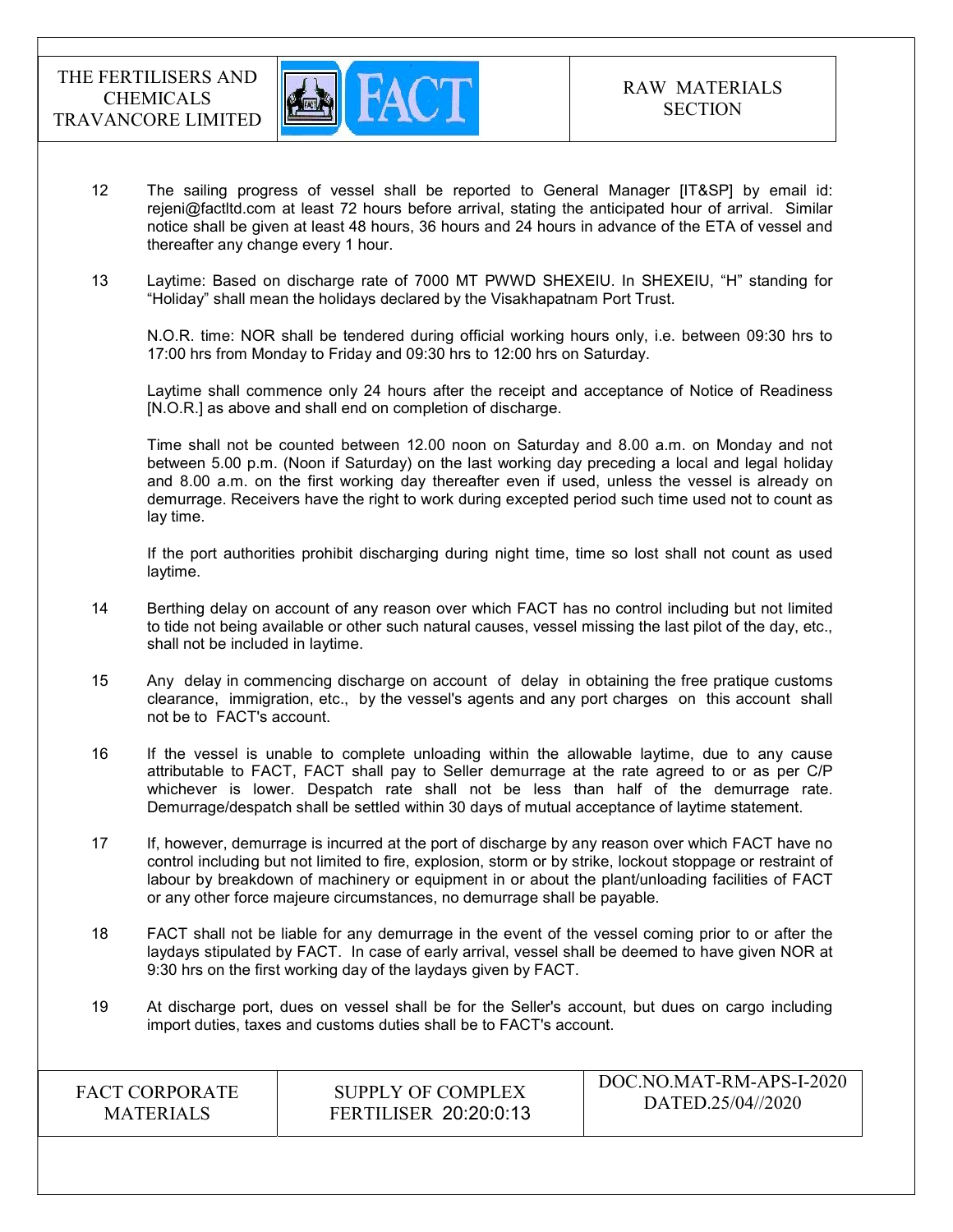12 The sailing progress of vessel shall be reported to General Manager [IT&SP] by email id: rejeni@factltd.com at least 72 hours before arrival, stating the anticipated hour of arrival. Similar notice shall be given at least 48 hours, 36 hours and 24 hours in advance of the ETA of vessel and thereafter any change every 1 hour.

13 Laytime: Based on discharge rate of 7000 MT PWWD SHEXEIU. In SHEXEIU, "H" standing for "Holiday" shall mean the holidays declared by the Visakhapatnam Port Trust.

N.O.R. time: NOR shall be tendered during official working hours only, i.e. between 09:30 hrs to 17:00 hrs from Monday to Friday and 09:30 hrs to 12:00 hrs on Saturday.

Laytime shall commence only 24 hours after the receipt and acceptance of Notice of Readiness [N.O.R.] as above and shall end on completion of discharge.

Time shall not be counted between 12.00 noon on Saturday and 8.00 a.m. on Monday and not between 5.00 p.m. (Noon if Saturday) on the last working day preceding a local and legal holiday and 8.00 a.m. on the first working day thereafter even if used, unless the vessel is already on demurrage. Receivers have the right to work during excepted period such time used not to count as lay time.

If the port authorities prohibit discharging during night time, time so lost shall not count as used laytime.

14 Berthing delay on account of any reason over which FACT has no control including but not limited to tide not being available or other such natural causes, vessel missing the last pilot of the day, etc., shall not be included in laytime.

15 Any delay in commencing discharge on account of delay in obtaining the free pratique customs clearance, immigration, etc., by the vessel's agents and any port charges on this account shall not be to FACT's account.

16 If the vessel is unable to complete unloading within the allowable laytime, due to any cause attributable to FACT, FACT shall pay to Seller demurrage at the rate agreed to or as per C/P whichever is lower. Despatch rate shall not be less than half of the demurrage rate. Demurrage/despatch shall be settled within 30 days of mutual acceptance of laytime statement.

17 If, however, demurrage is incurred at the port of discharge by any reason over which FACT have no control including but not limited to fire, explosion, storm or by strike, lockout stoppage or restraint of labour by breakdown of machinery or equipment in or about the plant/unloading facilities of FACT or any other force majeure circumstances, no demurrage shall be payable.

18 FACT shall not be liable for any demurrage in the event of the vessel coming prior to or after the laydays stipulated by FACT. In case of early arrival, vessel shall be deemed to have given NOR at 9:30 hrs on the first working day of the laydays given by FACT.

19 At discharge port, dues on vessel shall be for the Seller's account, but dues on cargo including import duties, taxes and customs duties shall be to FACT's account.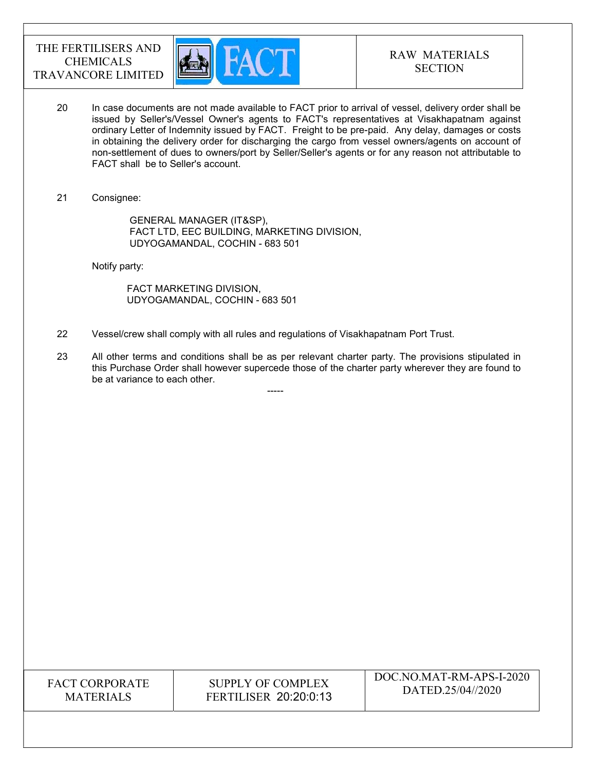20 In case documents are not made available to FACT prior to arrival of vessel, delivery order shall be issued by Seller's/Vessel Owner's agents to FACT's representatives at Visakhapatnam against ordinary Letter of Indemnity issued by FACT. Freight to be pre-paid. Any delay, damages or costs in obtaining the delivery order for discharging the cargo from vessel owners/agents on account of non-settlement of dues to owners/port by Seller/Seller's agents or for any reason not attributable to FACT shall be to Seller's account.

21 Consignee:

GENERAL MANAGER (IT&SP),
FACT LTD, EEC BUILDING, MARKETING DIVISION,
UDYOGAMANDAL, COCHIN - 683 501

Notify party:

FACT MARKETING DIVISION,
UDYOGAMANDAL, COCHIN - 683 501

22 Vessel/crew shall comply with all rules and regulations of Visakhapatnam Port Trust.

23 All other terms and conditions shall be as per relevant charter party. The provisions stipulated in this Purchase Order shall however supercede those of the charter party wherever they are found to be at variance to each other.

-----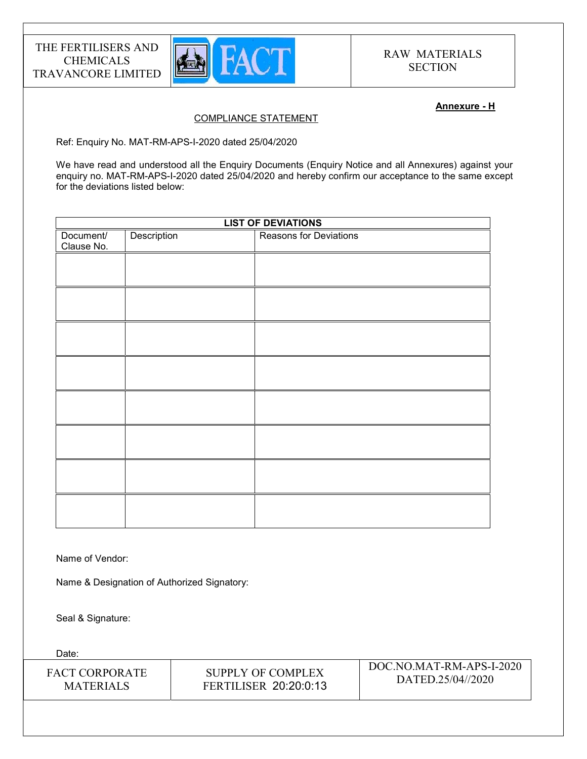**Annexure - H**

COMPLIANCE STATEMENT

Ref: Enquiry No. MAT-RM-APS-I-2020 dated 25/04/2020

We have read and understood all the Enquiry Documents (Enquiry Notice and all Annexures) against your enquiry no. MAT-RM-APS-I-2020 dated 25/04/2020 and hereby confirm our acceptance to the same except for the deviations listed below:

| LIST OF DEVIATIONS | | |
|---|---|---|
| Document/ Clause No. | Description | Reasons for Deviations |
| | | |
| | | |
| | | |
| | | |
| | | |
| | | |
| | | |
| | | |

Name of Vendor:

Name & Designation of Authorized Signatory:

Seal & Signature:

Date: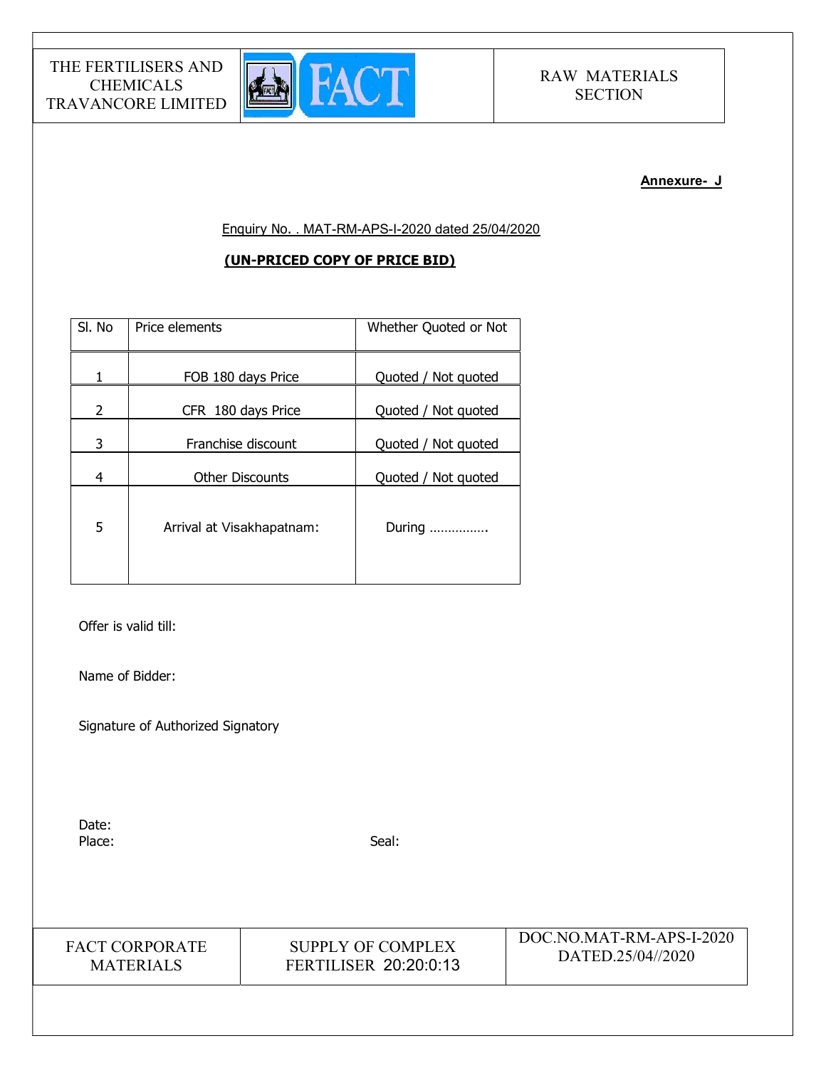**Annexure- J**

Enquiry No. . MAT-RM-APS-I-2020 dated 25/04/2020

**(UN-PRICED COPY OF PRICE BID)**

| Sl. No | Price elements | Whether Quoted or Not |
|---|---|---|
| 1 | FOB 180 days Price | Quoted / Not quoted |
| 2 | CFR 180 days Price | Quoted / Not quoted |
| 3 | Franchise discount | Quoted / Not quoted |
| 4 | Other Discounts | Quoted / Not quoted |
| 5 | Arrival at Visakhapatnam: | During ……………. |

Offer is valid till:

Name of Bidder:

Signature of Authorized Signatory

Date:

Place:

Seal: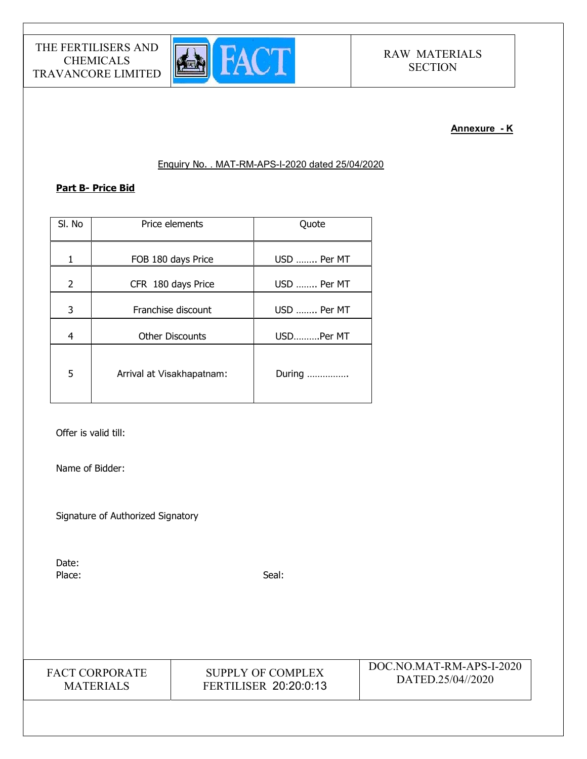**Annexure - K**

Enquiry No. . MAT-RM-APS-I-2020 dated 25/04/2020

**Part B- Price Bid**

| Sl. No | Price elements | Quote |
|---|---|---|
| 1 | FOB 180 days Price | USD …….. Per MT |
| 2 | CFR 180 days Price | USD …….. Per MT |
| 3 | Franchise discount | USD …….. Per MT |
| 4 | Other Discounts | USD……….Per MT |
| 5 | Arrival at Visakhapatnam: | During ……………. |

Offer is valid till:

Name of Bidder:

Signature of Authorized Signatory

Date:

Place:

Seal: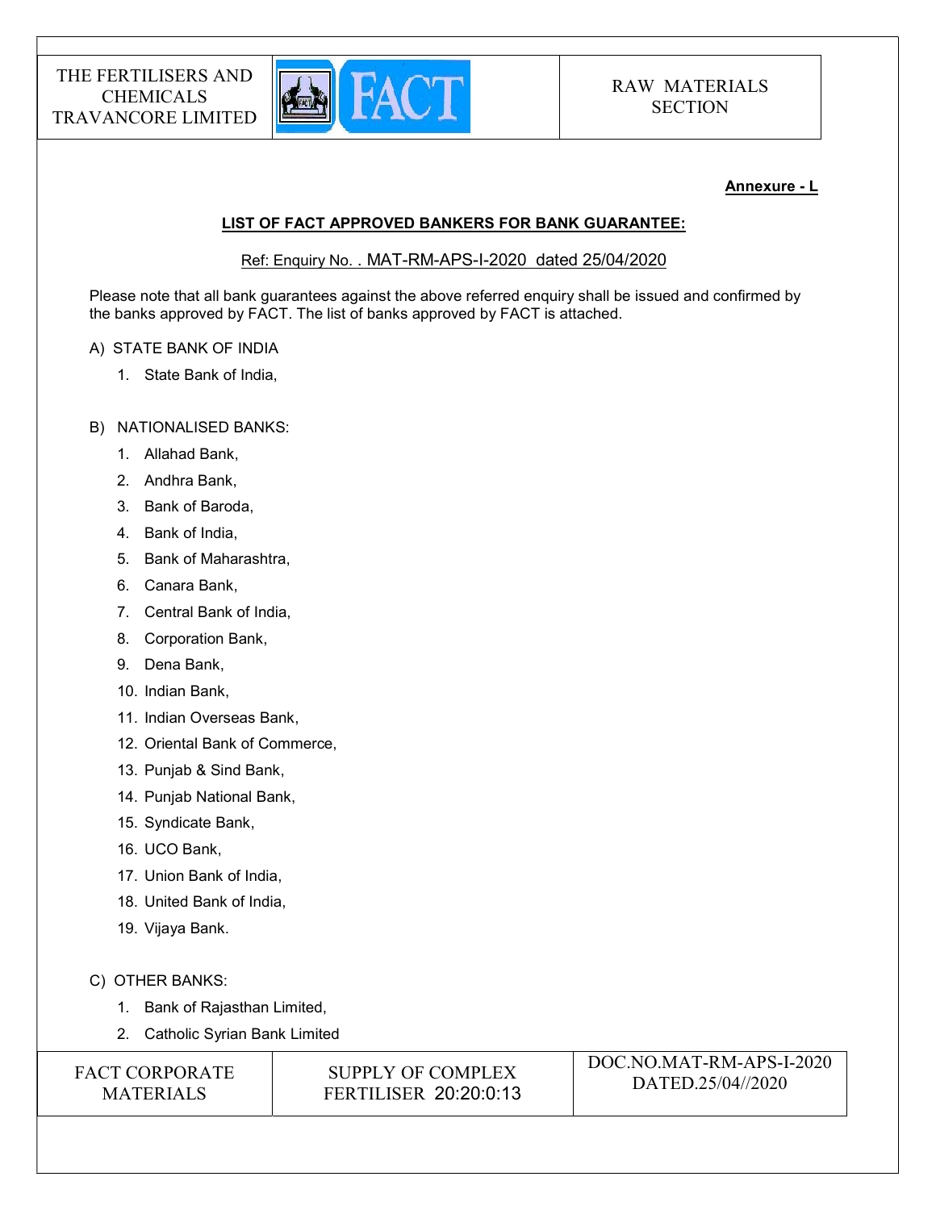**Annexure - L**

**LIST OF FACT APPROVED BANKERS FOR BANK GUARANTEE:**

Ref: Enquiry No. . MAT-RM-APS-I-2020 dated 25/04/2020

Please note that all bank guarantees against the above referred enquiry shall be issued and confirmed by the banks approved by FACT. The list of banks approved by FACT is attached.

A) STATE BANK OF INDIA

1. State Bank of India,

B) NATIONALISED BANKS:

1. Allahad Bank,
2. Andhra Bank,
3. Bank of Baroda,
4. Bank of India,
5. Bank of Maharashtra,
6. Canara Bank,
7. Central Bank of India,
8. Corporation Bank,
9. Dena Bank,
10. Indian Bank,
11. Indian Overseas Bank,
12. Oriental Bank of Commerce,
13. Punjab & Sind Bank,
14. Punjab National Bank,
15. Syndicate Bank,
16. UCO Bank,
17. Union Bank of India,
18. United Bank of India,
19. Vijaya Bank.

C) OTHER BANKS:

1. Bank of Rajasthan Limited,
2. Catholic Syrian Bank Limited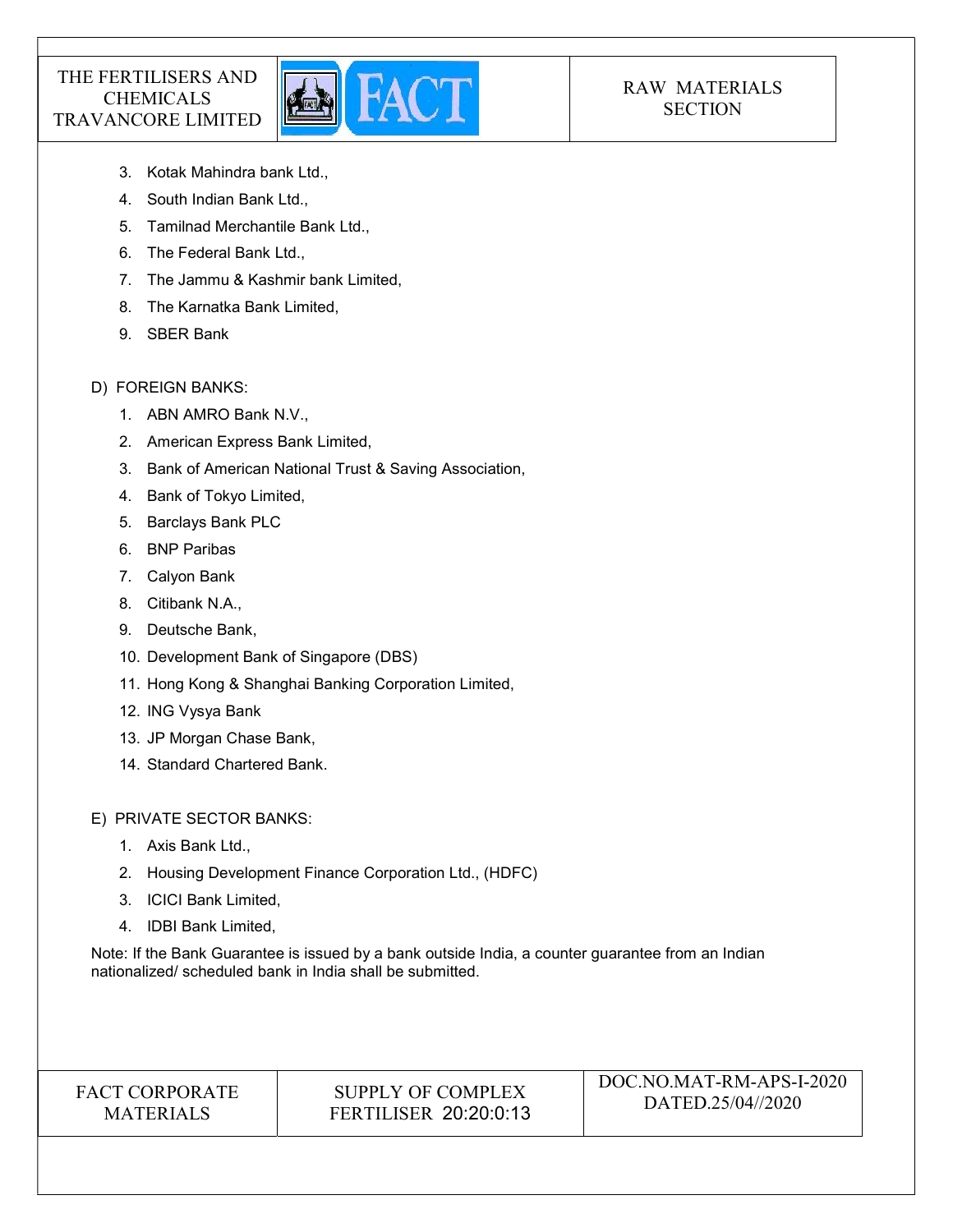3. Kotak Mahindra bank Ltd.,
4. South Indian Bank Ltd.,
5. Tamilnad Merchantile Bank Ltd.,
6. The Federal Bank Ltd.,
7. The Jammu & Kashmir bank Limited,
8. The Karnatka Bank Limited,
9. SBER Bank

D) FOREIGN BANKS:

1. ABN AMRO Bank N.V.,
2. American Express Bank Limited,
3. Bank of American National Trust & Saving Association,
4. Bank of Tokyo Limited,
5. Barclays Bank PLC
6. BNP Paribas
7. Calyon Bank
8. Citibank N.A.,
9. Deutsche Bank,
10. Development Bank of Singapore (DBS)
11. Hong Kong & Shanghai Banking Corporation Limited,
12. ING Vysya Bank
13. JP Morgan Chase Bank,
14. Standard Chartered Bank.

E) PRIVATE SECTOR BANKS:

1. Axis Bank Ltd.,
2. Housing Development Finance Corporation Ltd., (HDFC)
3. ICICI Bank Limited,
4. IDBI Bank Limited,

Note: If the Bank Guarantee is issued by a bank outside India, a counter guarantee from an Indian nationalized/ scheduled bank in India shall be submitted.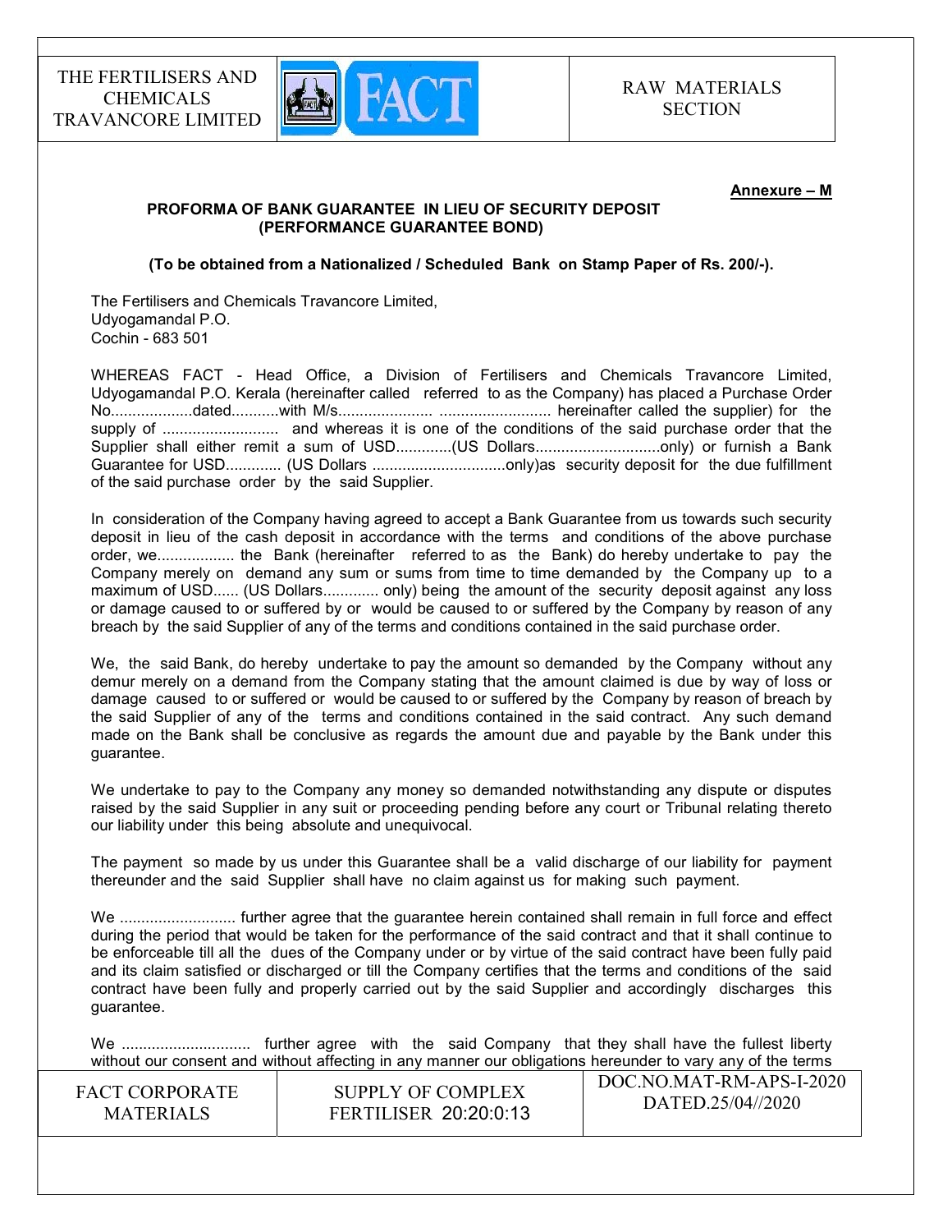**Annexure – M**

**PROFORMA OF BANK GUARANTEE IN LIEU OF SECURITY DEPOSIT (PERFORMANCE GUARANTEE BOND)**

**(To be obtained from a Nationalized / Scheduled Bank on Stamp Paper of Rs. 200/-).**

The Fertilisers and Chemicals Travancore Limited,
Udyogamandal P.O.
Cochin - 683 501

WHEREAS FACT - Head Office, a Division of Fertilisers and Chemicals Travancore Limited, Udyogamandal P.O. Kerala (hereinafter called referred to as the Company) has placed a Purchase Order No...................dated...........with M/s..................... .......................... hereinafter called the supplier) for the supply of ........................... and whereas it is one of the conditions of the said purchase order that the Supplier shall either remit a sum of USD.............(US Dollars............................only) or furnish a Bank Guarantee for USD............. (US Dollars ...............................only)as security deposit for the due fulfillment of the said purchase order by the said Supplier.

In consideration of the Company having agreed to accept a Bank Guarantee from us towards such security deposit in lieu of the cash deposit in accordance with the terms and conditions of the above purchase order, we.................. the Bank (hereinafter referred to as the Bank) do hereby undertake to pay the Company merely on demand any sum or sums from time to time demanded by the Company up to a maximum of USD...... (US Dollars............. only) being the amount of the security deposit against any loss or damage caused to or suffered by or would be caused to or suffered by the Company by reason of any breach by the said Supplier of any of the terms and conditions contained in the said purchase order.

We, the said Bank, do hereby undertake to pay the amount so demanded by the Company without any demur merely on a demand from the Company stating that the amount claimed is due by way of loss or damage caused to or suffered or would be caused to or suffered by the Company by reason of breach by the said Supplier of any of the terms and conditions contained in the said contract. Any such demand made on the Bank shall be conclusive as regards the amount due and payable by the Bank under this guarantee.

We undertake to pay to the Company any money so demanded notwithstanding any dispute or disputes raised by the said Supplier in any suit or proceeding pending before any court or Tribunal relating thereto our liability under this being absolute and unequivocal.

The payment so made by us under this Guarantee shall be a valid discharge of our liability for payment thereunder and the said Supplier shall have no claim against us for making such payment.

We ........................... further agree that the guarantee herein contained shall remain in full force and effect during the period that would be taken for the performance of the said contract and that it shall continue to be enforceable till all the dues of the Company under or by virtue of the said contract have been fully paid and its claim satisfied or discharged or till the Company certifies that the terms and conditions of the said contract have been fully and properly carried out by the said Supplier and accordingly discharges this guarantee.

We ............................. further agree with the said Company that they shall have the fullest liberty without our consent and without affecting in any manner our obligations hereunder to vary any of the terms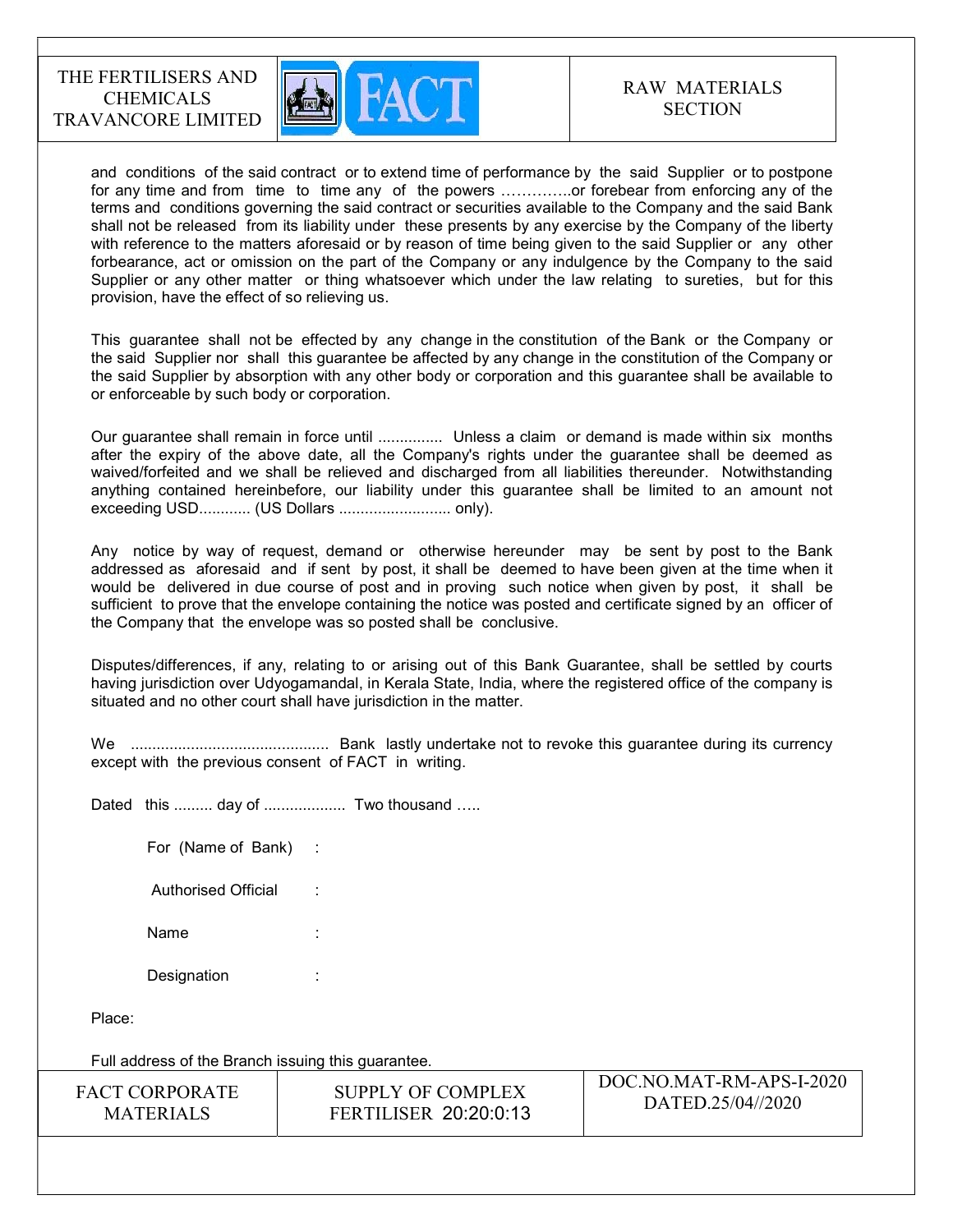and conditions of the said contract or to extend time of performance by the said Supplier or to postpone for any time and from time to time any of the powers …………..or forebear from enforcing any of the terms and conditions governing the said contract or securities available to the Company and the said Bank shall not be released from its liability under these presents by any exercise by the Company of the liberty with reference to the matters aforesaid or by reason of time being given to the said Supplier or any other forbearance, act or omission on the part of the Company or any indulgence by the Company to the said Supplier or any other matter or thing whatsoever which under the law relating to sureties, but for this provision, have the effect of so relieving us.

This guarantee shall not be effected by any change in the constitution of the Bank or the Company or the said Supplier nor shall this guarantee be affected by any change in the constitution of the Company or the said Supplier by absorption with any other body or corporation and this guarantee shall be available to or enforceable by such body or corporation.

Our guarantee shall remain in force until ............... Unless a claim or demand is made within six months after the expiry of the above date, all the Company's rights under the guarantee shall be deemed as waived/forfeited and we shall be relieved and discharged from all liabilities thereunder. Notwithstanding anything contained hereinbefore, our liability under this guarantee shall be limited to an amount not exceeding USD............ (US Dollars .......................... only).

Any notice by way of request, demand or otherwise hereunder may be sent by post to the Bank addressed as aforesaid and if sent by post, it shall be deemed to have been given at the time when it would be delivered in due course of post and in proving such notice when given by post, it shall be sufficient to prove that the envelope containing the notice was posted and certificate signed by an officer of the Company that the envelope was so posted shall be conclusive.

Disputes/differences, if any, relating to or arising out of this Bank Guarantee, shall be settled by courts having jurisdiction over Udyogamandal, in Kerala State, India, where the registered office of the company is situated and no other court shall have jurisdiction in the matter.

We .............................................. Bank lastly undertake not to revoke this guarantee during its currency except with the previous consent of FACT in writing.

Dated this ......... day of .................. Two thousand …..

For (Name of Bank) :

Authorised Official :

Name :

Designation :

Place:

Full address of the Branch issuing this guarantee.